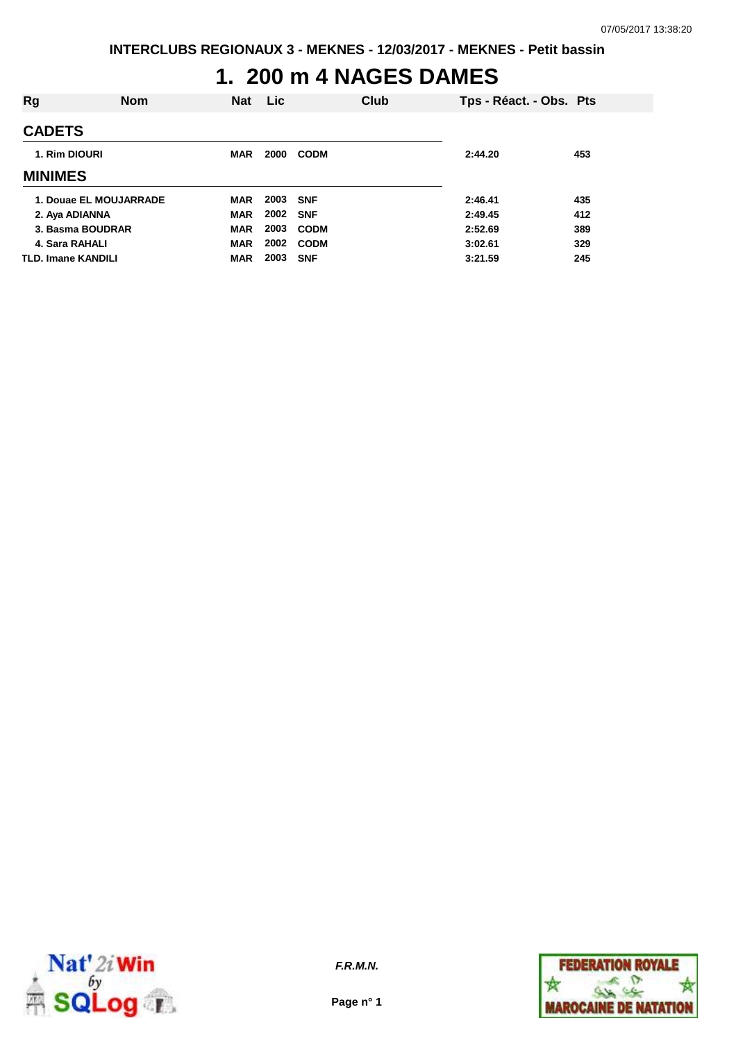# 1. 200 m 4 NAGES DAMES

| Rg | Nom | Nat | Lic | Club | Tps - Réact. - Obs. | Pts |
|---|---|---|---|---|---|---|
| **CADETS** | | | | | | |
| 1. | Rim DIOURI | MAR | 2000 | CODM | 2:44.20 | 453 |
| **MINIMES** | | | | | | |
| 1. | Douae EL MOUJARRADE | MAR | 2003 | SNF | 2:46.41 | 435 |
| 2. | Aya ADIANNA | MAR | 2002 | SNF | 2:49.45 | 412 |
| 3. | Basma BOUDRAR | MAR | 2003 | CODM | 2:52.69 | 389 |
| 4. | Sara RAHALI | MAR | 2002 | CODM | 3:02.61 | 329 |
| TLD. | Imane KANDILI | MAR | 2003 | SNF | 3:21.59 | 245 |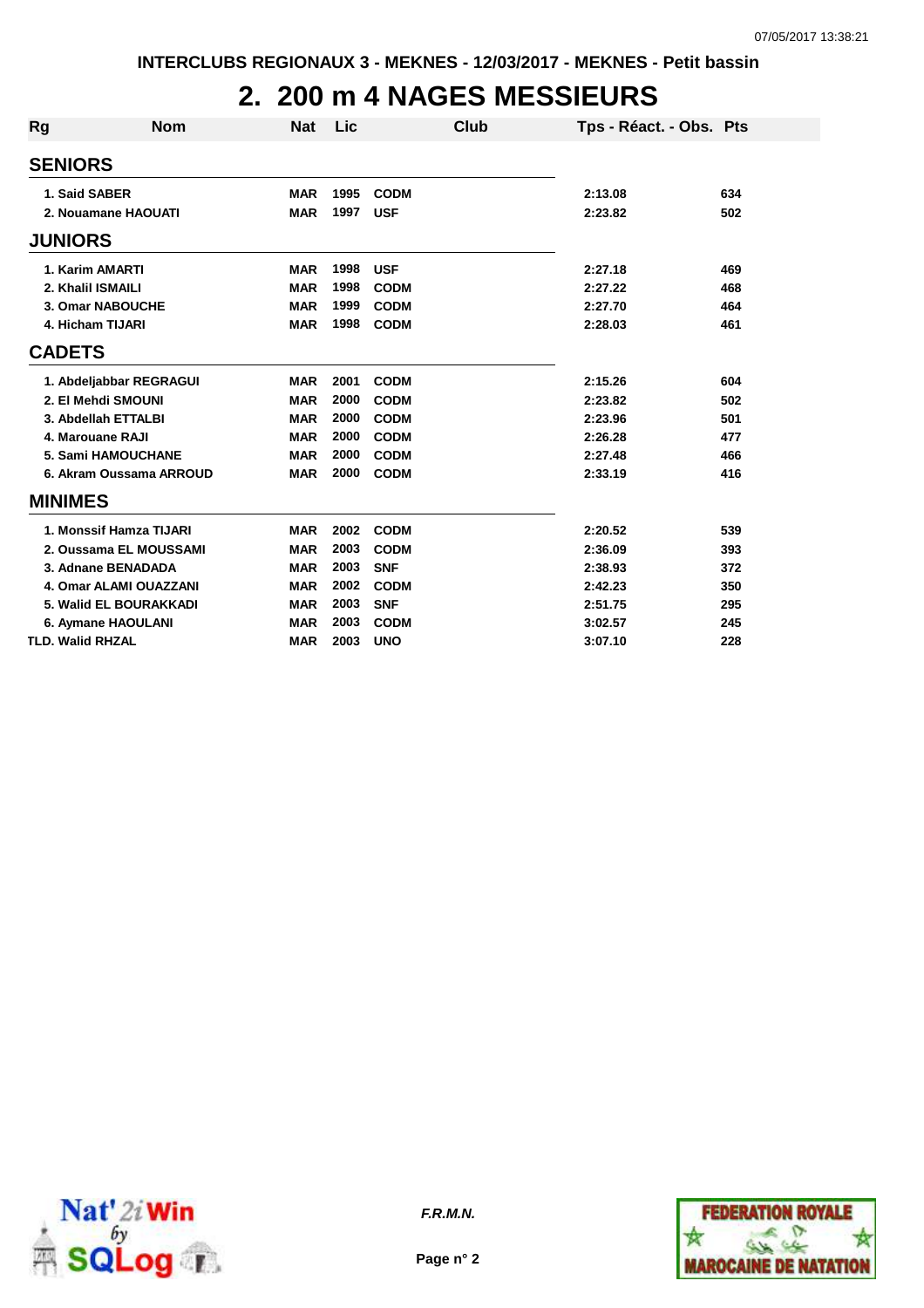# 2. 200 m 4 NAGES MESSIEURS

| Rg | Nom | Nat | Lic | Club | Tps - Réact. - Obs. | Pts |
|---|---|---|---|---|---|---|
| **SENIORS** | | | | | | |
| 1. | Said SABER | MAR | 1995 | CODM | 2:13.08 | 634 |
| 2. | Nouamane HAOUATI | MAR | 1997 | USF | 2:23.82 | 502 |
| **JUNIORS** | | | | | | |
| 1. | Karim AMARTI | MAR | 1998 | USF | 2:27.18 | 469 |
| 2. | Khalil ISMAILI | MAR | 1998 | CODM | 2:27.22 | 468 |
| 3. | Omar NABOUCHE | MAR | 1999 | CODM | 2:27.70 | 464 |
| 4. | Hicham TIJARI | MAR | 1998 | CODM | 2:28.03 | 461 |
| **CADETS** | | | | | | |
| 1. | Abdeljabbar REGRAGUI | MAR | 2001 | CODM | 2:15.26 | 604 |
| 2. | El Mehdi SMOUNI | MAR | 2000 | CODM | 2:23.82 | 502 |
| 3. | Abdellah ETTALBI | MAR | 2000 | CODM | 2:23.96 | 501 |
| 4. | Marouane RAJI | MAR | 2000 | CODM | 2:26.28 | 477 |
| 5. | Sami HAMOUCHANE | MAR | 2000 | CODM | 2:27.48 | 466 |
| 6. | Akram Oussama ARROUD | MAR | 2000 | CODM | 2:33.19 | 416 |
| **MINIMES** | | | | | | |
| 1. | Monssif Hamza TIJARI | MAR | 2002 | CODM | 2:20.52 | 539 |
| 2. | Oussama EL MOUSSAMI | MAR | 2003 | CODM | 2:36.09 | 393 |
| 3. | Adnane BENADADA | MAR | 2003 | SNF | 2:38.93 | 372 |
| 4. | Omar ALAMI OUAZZANI | MAR | 2002 | CODM | 2:42.23 | 350 |
| 5. | Walid EL BOURAKKADI | MAR | 2003 | SNF | 2:51.75 | 295 |
| 6. | Aymane HAOULANI | MAR | 2003 | CODM | 3:02.57 | 245 |
| TLD. | Walid RHZAL | MAR | 2003 | UNO | 3:07.10 | 228 |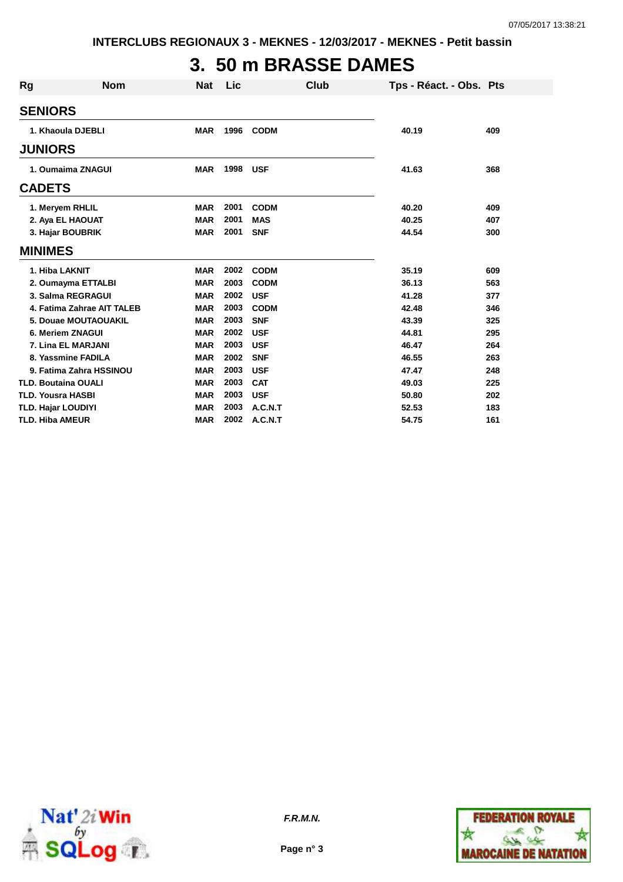# 3. 50 m BRASSE DAMES

| Rg | Nom | Nat | Lic | Club | Tps - Réact. - Obs. | Pts |
|---|---|---|---|---|---|---|
| **SENIORS** | | | | | | |
| 1. | Khaoula DJEBLI | MAR | 1996 | CODM | 40.19 | 409 |
| **JUNIORS** | | | | | | |
| 1. | Oumaima ZNAGUI | MAR | 1998 | USF | 41.63 | 368 |
| **CADETS** | | | | | | |
| 1. | Meryem RHLIL | MAR | 2001 | CODM | 40.20 | 409 |
| 2. | Aya EL HAOUAT | MAR | 2001 | MAS | 40.25 | 407 |
| 3. | Hajar BOUBRIK | MAR | 2001 | SNF | 44.54 | 300 |
| **MINIMES** | | | | | | |
| 1. | Hiba LAKNIT | MAR | 2002 | CODM | 35.19 | 609 |
| 2. | Oumayma ETTALBI | MAR | 2003 | CODM | 36.13 | 563 |
| 3. | Salma REGRAGUI | MAR | 2002 | USF | 41.28 | 377 |
| 4. | Fatima Zahrae AIT TALEB | MAR | 2003 | CODM | 42.48 | 346 |
| 5. | Douae MOUTAOUAKIL | MAR | 2003 | SNF | 43.39 | 325 |
| 6. | Meriem ZNAGUI | MAR | 2002 | USF | 44.81 | 295 |
| 7. | Lina EL MARJANI | MAR | 2003 | USF | 46.47 | 264 |
| 8. | Yassmine FADILA | MAR | 2002 | SNF | 46.55 | 263 |
| 9. | Fatima Zahra HSSINOU | MAR | 2003 | USF | 47.47 | 248 |
| TLD. | Boutaina OUALI | MAR | 2003 | CAT | 49.03 | 225 |
| TLD. | Yousra HASBI | MAR | 2003 | USF | 50.80 | 202 |
| TLD. | Hajar LOUDIYI | MAR | 2003 | A.C.N.T | 52.53 | 183 |
| TLD. | Hiba AMEUR | MAR | 2002 | A.C.N.T | 54.75 | 161 |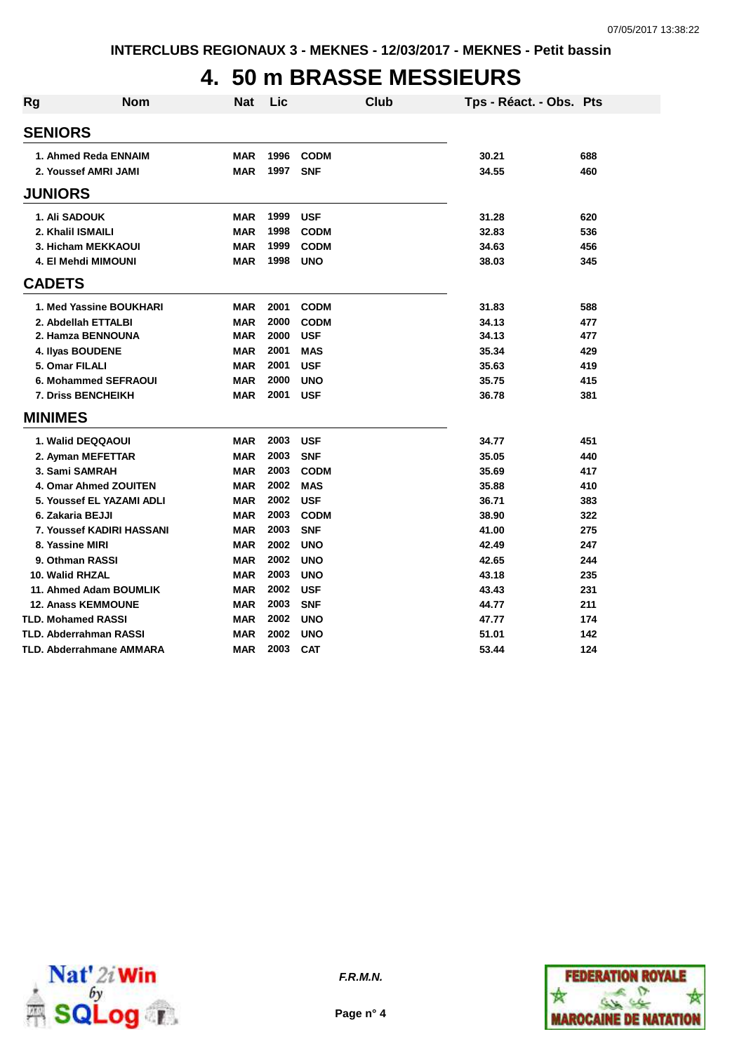INTERCLUBS REGIONAUX 3 - MEKNES - 12/03/2017 - MEKNES - Petit bassin

# 4. 50 m BRASSE MESSIEURS

| Rg | Nom | Nat | Lic | Club | Tps - Réact. - Obs. | Pts |
|---|---|---|---|---|---|---|
| **SENIORS** | | | | | | |
| 1. | Ahmed Reda ENNAIM | MAR | 1996 | CODM | 30.21 | 688 |
| 2. | Youssef AMRI JAMI | MAR | 1997 | SNF | 34.55 | 460 |
| **JUNIORS** | | | | | | |
| 1. | Ali SADOUK | MAR | 1999 | USF | 31.28 | 620 |
| 2. | Khalil ISMAILI | MAR | 1998 | CODM | 32.83 | 536 |
| 3. | Hicham MEKKAOUI | MAR | 1999 | CODM | 34.63 | 456 |
| 4. | El Mehdi MIMOUNI | MAR | 1998 | UNO | 38.03 | 345 |
| **CADETS** | | | | | | |
| 1. | Med Yassine BOUKHARI | MAR | 2001 | CODM | 31.83 | 588 |
| 2. | Abdellah ETTALBI | MAR | 2000 | CODM | 34.13 | 477 |
| 2. | Hamza BENNOUNA | MAR | 2000 | USF | 34.13 | 477 |
| 4. | Ilyas BOUDENE | MAR | 2001 | MAS | 35.34 | 429 |
| 5. | Omar FILALI | MAR | 2001 | USF | 35.63 | 419 |
| 6. | Mohammed SEFRAOUI | MAR | 2000 | UNO | 35.75 | 415 |
| 7. | Driss BENCHEIKH | MAR | 2001 | USF | 36.78 | 381 |
| **MINIMES** | | | | | | |
| 1. | Walid DEQQAOUI | MAR | 2003 | USF | 34.77 | 451 |
| 2. | Ayman MEFETTAR | MAR | 2003 | SNF | 35.05 | 440 |
| 3. | Sami SAMRAH | MAR | 2003 | CODM | 35.69 | 417 |
| 4. | Omar Ahmed ZOUITEN | MAR | 2002 | MAS | 35.88 | 410 |
| 5. | Youssef EL YAZAMI ADLI | MAR | 2002 | USF | 36.71 | 383 |
| 6. | Zakaria BEJJI | MAR | 2003 | CODM | 38.90 | 322 |
| 7. | Youssef KADIRI HASSANI | MAR | 2003 | SNF | 41.00 | 275 |
| 8. | Yassine MIRI | MAR | 2002 | UNO | 42.49 | 247 |
| 9. | Othman RASSI | MAR | 2002 | UNO | 42.65 | 244 |
| 10. | Walid RHZAL | MAR | 2003 | UNO | 43.18 | 235 |
| 11. | Ahmed Adam BOUMLIK | MAR | 2002 | USF | 43.43 | 231 |
| 12. | Anass KEMMOUNE | MAR | 2003 | SNF | 44.77 | 211 |
| TLD. | Mohamed RASSI | MAR | 2002 | UNO | 47.77 | 174 |
| TLD. | Abderrahman RASSI | MAR | 2002 | UNO | 51.01 | 142 |
| TLD. | Abderrahmane AMMARA | MAR | 2003 | CAT | 53.44 | 124 |

*F.R.M.N.*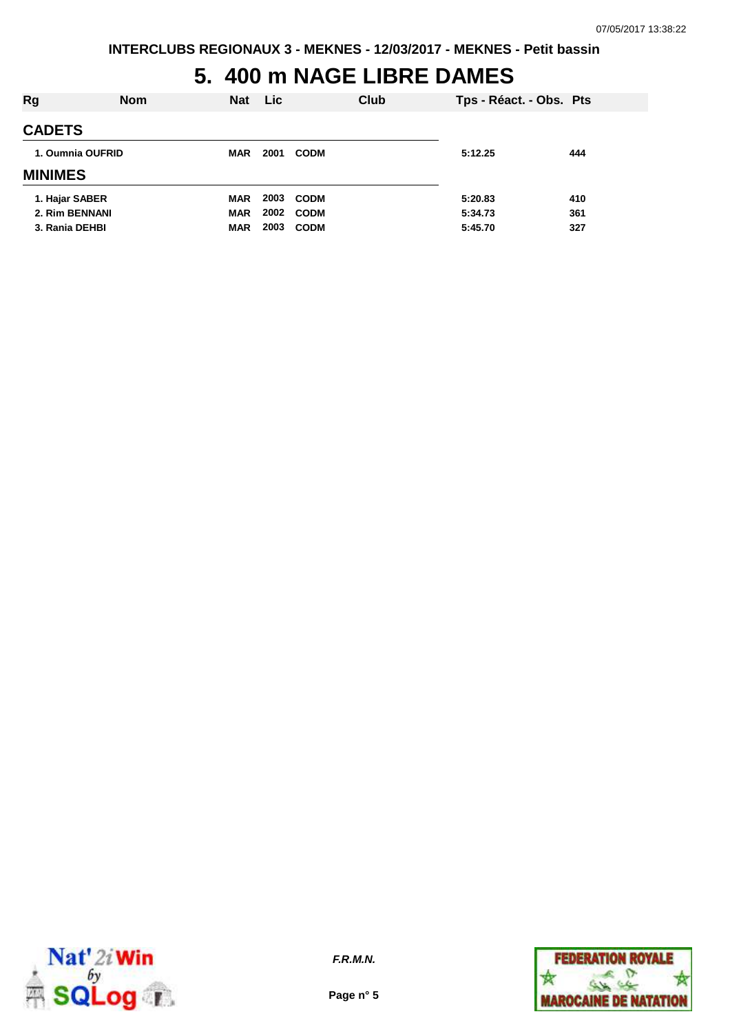# 5. 400 m NAGE LIBRE DAMES

| Rg | Nom | Nat | Lic | Club | Tps - Réact. - Obs. | Pts |
|---|---|---|---|---|---|---|
| **CADETS** | | | | | | |
| 1. | Oumnia OUFRID | MAR | 2001 | CODM | 5:12.25 | 444 |
| **MINIMES** | | | | | | |
| 1. | Hajar SABER | MAR | 2003 | CODM | 5:20.83 | 410 |
| 2. | Rim BENNANI | MAR | 2002 | CODM | 5:34.73 | 361 |
| 3. | Rania DEHBI | MAR | 2003 | CODM | 5:45.70 | 327 |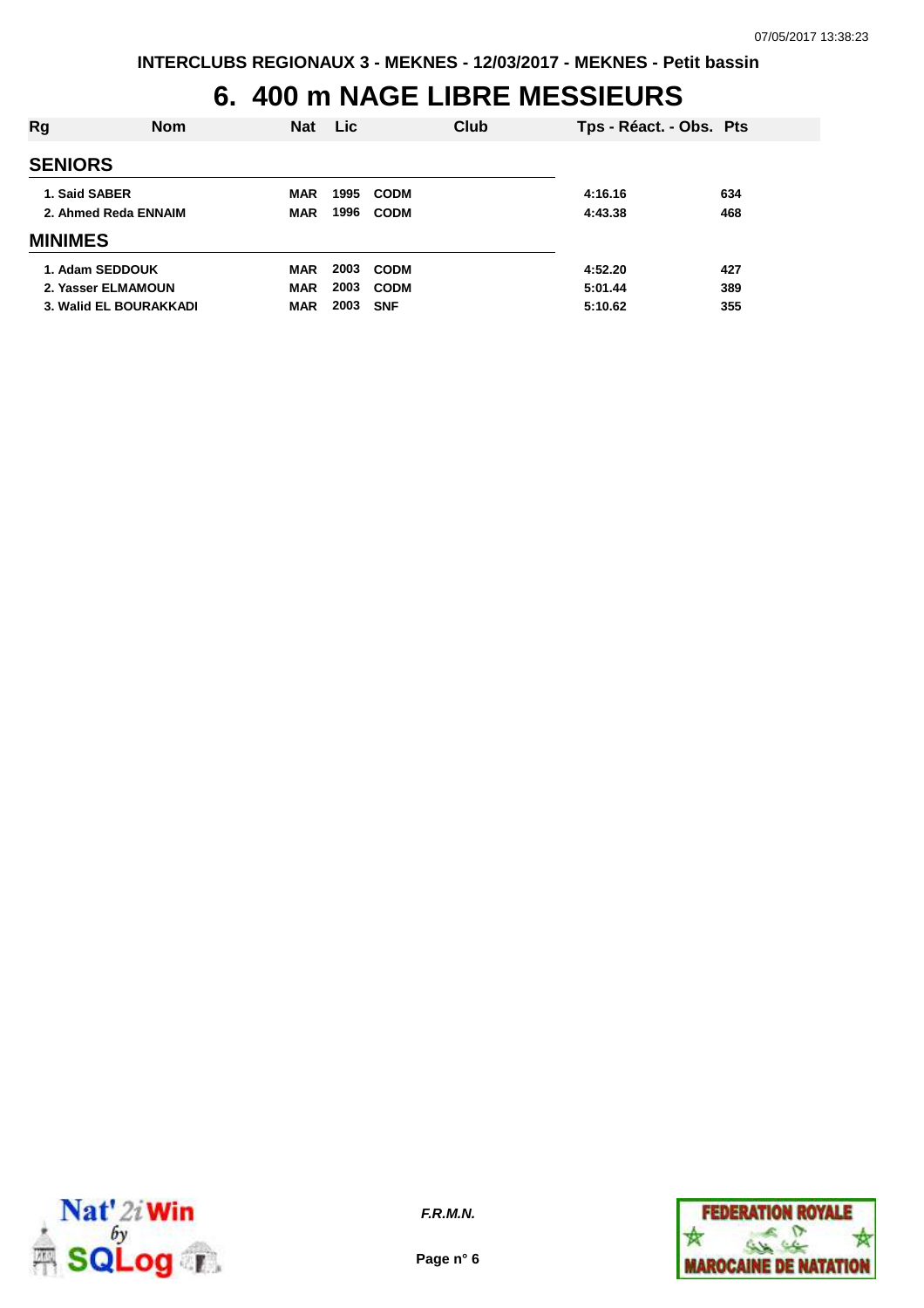# 6. 400 m NAGE LIBRE MESSIEURS

| Rg | Nom | Nat | Lic | Club | Tps - Réact. - Obs. | Pts |
|---|---|---|---|---|---|---|
| **SENIORS** | | | | | | |
| 1. | Said SABER | MAR | 1995 | CODM | 4:16.16 | 634 |
| 2. | Ahmed Reda ENNAIM | MAR | 1996 | CODM | 4:43.38 | 468 |
| **MINIMES** | | | | | | |
| 1. | Adam SEDDOUK | MAR | 2003 | CODM | 4:52.20 | 427 |
| 2. | Yasser ELMAMOUN | MAR | 2003 | CODM | 5:01.44 | 389 |
| 3. | Walid EL BOURAKKADI | MAR | 2003 | SNF | 5:10.62 | 355 |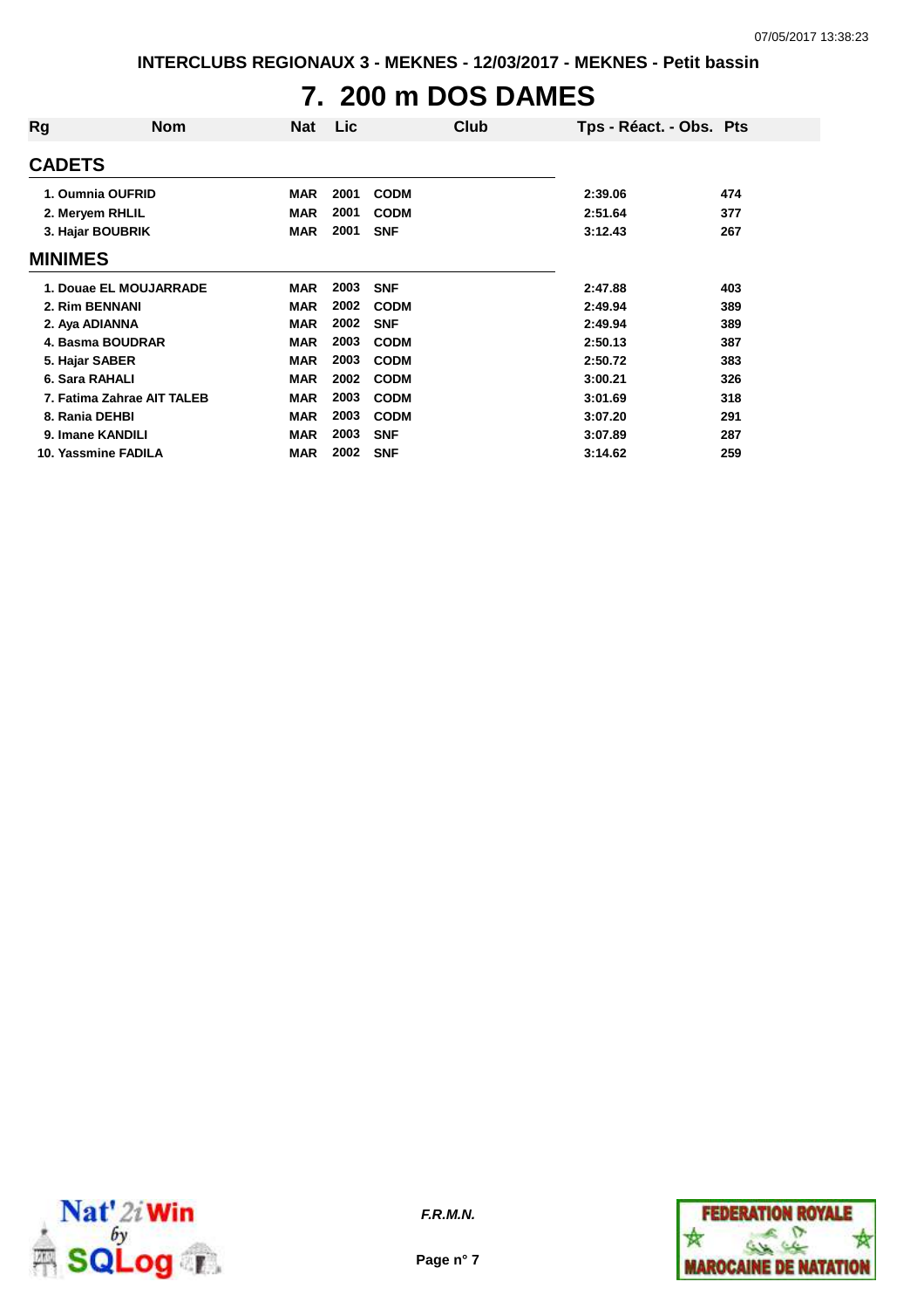# 7. 200 m DOS DAMES

| Rg | Nom | Nat | Lic | Club | Tps - Réact. - Obs. | Pts |
|---|---|---|---|---|---|---|
| **CADETS** | | | | | | |
| 1. | Oumnia OUFRID | MAR | 2001 | CODM | 2:39.06 | 474 |
| 2. | Meryem RHLIL | MAR | 2001 | CODM | 2:51.64 | 377 |
| 3. | Hajar BOUBRIK | MAR | 2001 | SNF | 3:12.43 | 267 |
| **MINIMES** | | | | | | |
| 1. | Douae EL MOUJARRADE | MAR | 2003 | SNF | 2:47.88 | 403 |
| 2. | Rim BENNANI | MAR | 2002 | CODM | 2:49.94 | 389 |
| 2. | Aya ADIANNA | MAR | 2002 | SNF | 2:49.94 | 389 |
| 4. | Basma BOUDRAR | MAR | 2003 | CODM | 2:50.13 | 387 |
| 5. | Hajar SABER | MAR | 2003 | CODM | 2:50.72 | 383 |
| 6. | Sara RAHALI | MAR | 2002 | CODM | 3:00.21 | 326 |
| 7. | Fatima Zahrae AIT TALEB | MAR | 2003 | CODM | 3:01.69 | 318 |
| 8. | Rania DEHBI | MAR | 2003 | CODM | 3:07.20 | 291 |
| 9. | Imane KANDILI | MAR | 2003 | SNF | 3:07.89 | 287 |
| 10. | Yassmine FADILA | MAR | 2002 | SNF | 3:14.62 | 259 |

*F.R.M.N.*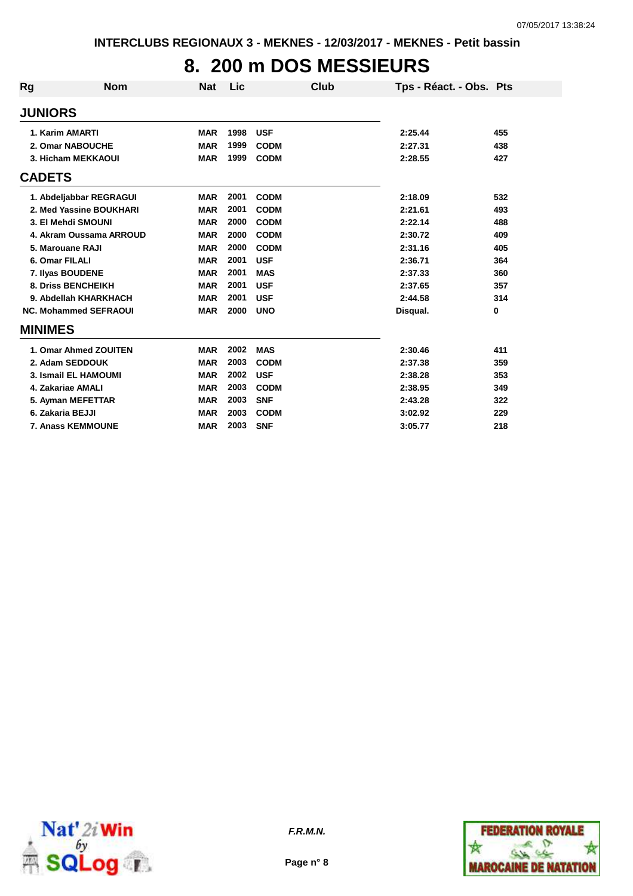# 8. 200 m DOS MESSIEURS

| Rg | Nom | Nat | Lic | Club | Tps - Réact. - Obs. | Pts |
|---|---|---|---|---|---|---|
| **JUNIORS** | | | | | | |
| 1. | Karim AMARTI | MAR | 1998 | USF | 2:25.44 | 455 |
| 2. | Omar NABOUCHE | MAR | 1999 | CODM | 2:27.31 | 438 |
| 3. | Hicham MEKKAOUI | MAR | 1999 | CODM | 2:28.55 | 427 |
| **CADETS** | | | | | | |
| 1. | Abdeljabbar REGRAGUI | MAR | 2001 | CODM | 2:18.09 | 532 |
| 2. | Med Yassine BOUKHARI | MAR | 2001 | CODM | 2:21.61 | 493 |
| 3. | El Mehdi SMOUNI | MAR | 2000 | CODM | 2:22.14 | 488 |
| 4. | Akram Oussama ARROUD | MAR | 2000 | CODM | 2:30.72 | 409 |
| 5. | Marouane RAJI | MAR | 2000 | CODM | 2:31.16 | 405 |
| 6. | Omar FILALI | MAR | 2001 | USF | 2:36.71 | 364 |
| 7. | Ilyas BOUDENE | MAR | 2001 | MAS | 2:37.33 | 360 |
| 8. | Driss BENCHEIKH | MAR | 2001 | USF | 2:37.65 | 357 |
| 9. | Abdellah KHARKHACH | MAR | 2001 | USF | 2:44.58 | 314 |
| NC. | Mohammed SEFRAOUI | MAR | 2000 | UNO | Disqual. | 0 |
| **MINIMES** | | | | | | |
| 1. | Omar Ahmed ZOUITEN | MAR | 2002 | MAS | 2:30.46 | 411 |
| 2. | Adam SEDDOUK | MAR | 2003 | CODM | 2:37.38 | 359 |
| 3. | Ismail EL HAMOUMI | MAR | 2002 | USF | 2:38.28 | 353 |
| 4. | Zakariae AMALI | MAR | 2003 | CODM | 2:38.95 | 349 |
| 5. | Ayman MEFETTAR | MAR | 2003 | SNF | 2:43.28 | 322 |
| 6. | Zakaria BEJJI | MAR | 2003 | CODM | 3:02.92 | 229 |
| 7. | Anass KEMMOUNE | MAR | 2003 | SNF | 3:05.77 | 218 |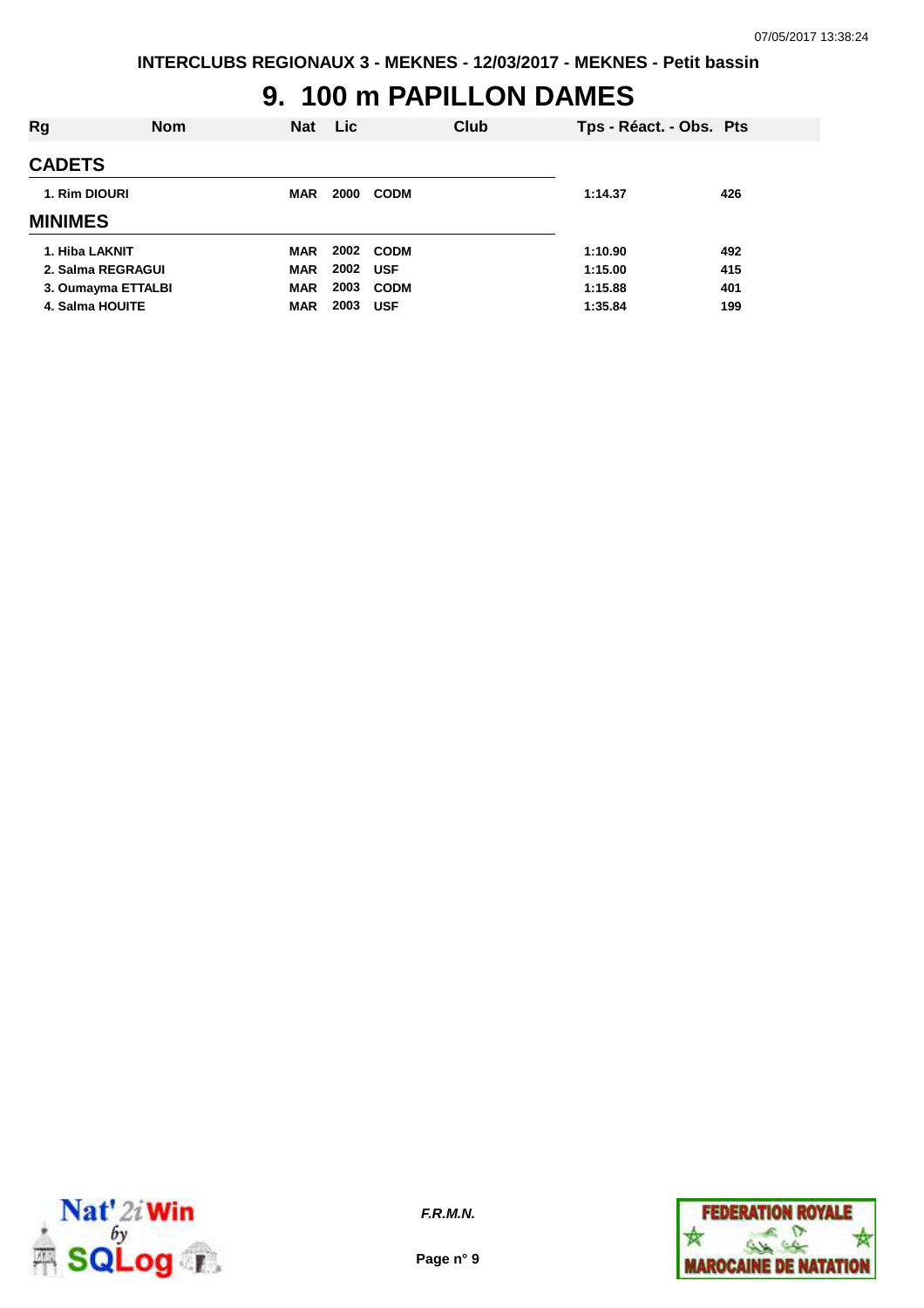# 9. 100 m PAPILLON DAMES

| Rg | Nom | Nat | Lic | Club | Tps - Réact. - Obs. | Pts |
|---|---|---|---|---|---|---|
| **CADETS** | | | | | | |
| 1. | Rim DIOURI | MAR | 2000 | CODM | 1:14.37 | 426 |
| **MINIMES** | | | | | | |
| 1. | Hiba LAKNIT | MAR | 2002 | CODM | 1:10.90 | 492 |
| 2. | Salma REGRAGUI | MAR | 2002 | USF | 1:15.00 | 415 |
| 3. | Oumayma ETTALBI | MAR | 2003 | CODM | 1:15.88 | 401 |
| 4. | Salma HOUITE | MAR | 2003 | USF | 1:35.84 | 199 |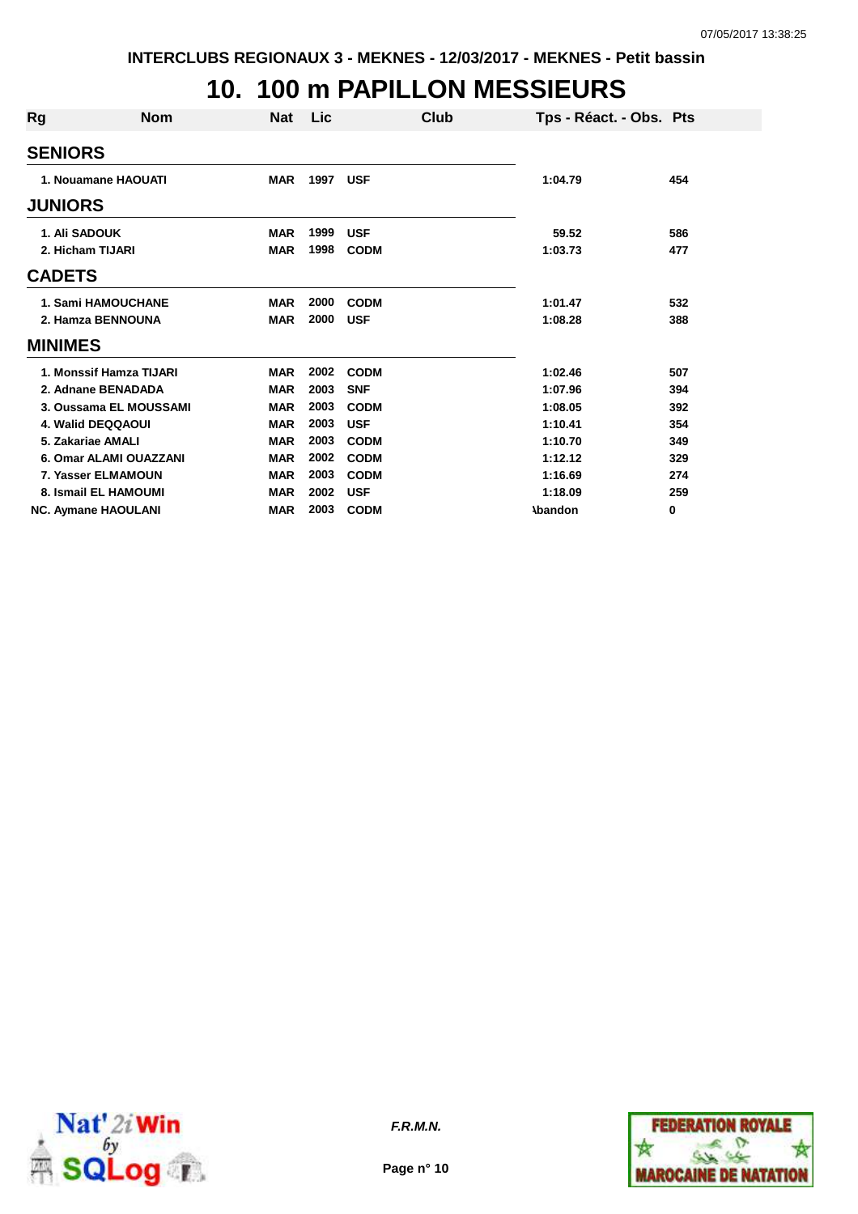INTERCLUBS REGIONAUX 3 - MEKNES - 12/03/2017 - MEKNES - Petit bassin

# 10. 100 m PAPILLON MESSIEURS

| Rg | Nom | Nat | Lic | Club | Tps - Réact. - Obs. | Pts |
|---|---|---|---|---|---|---|
| **SENIORS** | | | | | | |
| 1. | Nouamane HAOUATI | MAR | 1997 | USF | 1:04.79 | 454 |
| **JUNIORS** | | | | | | |
| 1. | Ali SADOUK | MAR | 1999 | USF | 59.52 | 586 |
| 2. | Hicham TIJARI | MAR | 1998 | CODM | 1:03.73 | 477 |
| **CADETS** | | | | | | |
| 1. | Sami HAMOUCHANE | MAR | 2000 | CODM | 1:01.47 | 532 |
| 2. | Hamza BENNOUNA | MAR | 2000 | USF | 1:08.28 | 388 |
| **MINIMES** | | | | | | |
| 1. | Monssif Hamza TIJARI | MAR | 2002 | CODM | 1:02.46 | 507 |
| 2. | Adnane BENADADA | MAR | 2003 | SNF | 1:07.96 | 394 |
| 3. | Oussama EL MOUSSAMI | MAR | 2003 | CODM | 1:08.05 | 392 |
| 4. | Walid DEQQAOUI | MAR | 2003 | USF | 1:10.41 | 354 |
| 5. | Zakariae AMALI | MAR | 2003 | CODM | 1:10.70 | 349 |
| 6. | Omar ALAMI OUAZZANI | MAR | 2002 | CODM | 1:12.12 | 329 |
| 7. | Yasser ELMAMOUN | MAR | 2003 | CODM | 1:16.69 | 274 |
| 8. | Ismail EL HAMOUMI | MAR | 2002 | USF | 1:18.09 | 259 |
| NC. | Aymane HAOULANI | MAR | 2003 | CODM | Abandon | 0 |

*F.R.M.N.*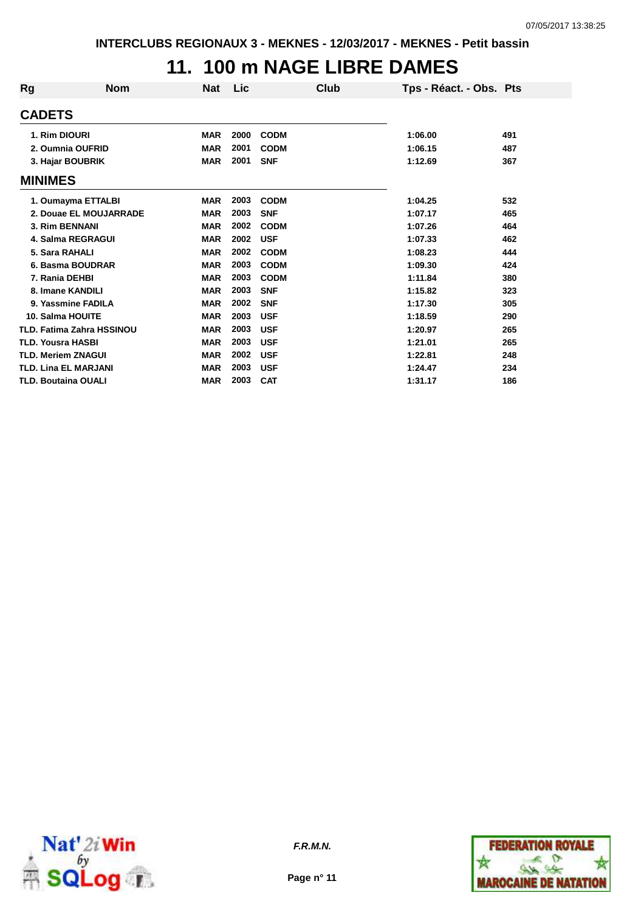INTERCLUBS REGIONAUX 3 - MEKNES - 12/03/2017 - MEKNES - Petit bassin

# 11. 100 m NAGE LIBRE DAMES

| Rg | Nom | Nat | Lic | Club | Tps - Réact. - Obs. | Pts |
|---|---|---|---|---|---|---|
| **CADETS** | | | | | | |
| 1. | Rim DIOURI | MAR | 2000 | CODM | 1:06.00 | 491 |
| 2. | Oumnia OUFRID | MAR | 2001 | CODM | 1:06.15 | 487 |
| 3. | Hajar BOUBRIK | MAR | 2001 | SNF | 1:12.69 | 367 |
| **MINIMES** | | | | | | |
| 1. | Oumayma ETTALBI | MAR | 2003 | CODM | 1:04.25 | 532 |
| 2. | Douae EL MOUJARRADE | MAR | 2003 | SNF | 1:07.17 | 465 |
| 3. | Rim BENNANI | MAR | 2002 | CODM | 1:07.26 | 464 |
| 4. | Salma REGRAGUI | MAR | 2002 | USF | 1:07.33 | 462 |
| 5. | Sara RAHALI | MAR | 2002 | CODM | 1:08.23 | 444 |
| 6. | Basma BOUDRAR | MAR | 2003 | CODM | 1:09.30 | 424 |
| 7. | Rania DEHBI | MAR | 2003 | CODM | 1:11.84 | 380 |
| 8. | Imane KANDILI | MAR | 2003 | SNF | 1:15.82 | 323 |
| 9. | Yassmine FADILA | MAR | 2002 | SNF | 1:17.30 | 305 |
| 10. | Salma HOUITE | MAR | 2003 | USF | 1:18.59 | 290 |
| TLD. | Fatima Zahra HSSINOU | MAR | 2003 | USF | 1:20.97 | 265 |
| TLD. | Yousra HASBI | MAR | 2003 | USF | 1:21.01 | 265 |
| TLD. | Meriem ZNAGUI | MAR | 2002 | USF | 1:22.81 | 248 |
| TLD. | Lina EL MARJANI | MAR | 2003 | USF | 1:24.47 | 234 |
| TLD. | Boutaina OUALI | MAR | 2003 | CAT | 1:31.17 | 186 |

*F.R.M.N.*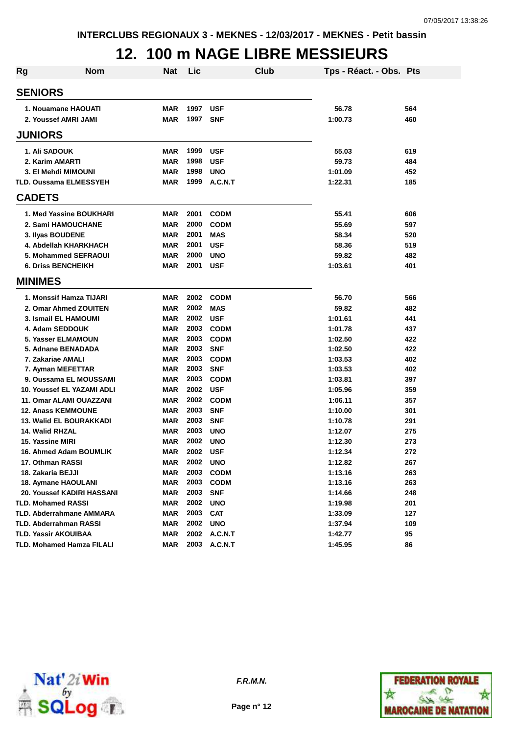INTERCLUBS REGIONAUX 3 - MEKNES - 12/03/2017 - MEKNES - Petit bassin

# 12. 100 m NAGE LIBRE MESSIEURS

| Rg | Nom | Nat | Lic | Club | Tps - Réact. - Obs. | Pts |
|---|---|---|---|---|---|---|
| **SENIORS** | | | | | | |
| 1. | Nouamane HAOUATI | MAR | 1997 | USF | 56.78 | 564 |
| 2. | Youssef AMRI JAMI | MAR | 1997 | SNF | 1:00.73 | 460 |
| **JUNIORS** | | | | | | |
| 1. | Ali SADOUK | MAR | 1999 | USF | 55.03 | 619 |
| 2. | Karim AMARTI | MAR | 1998 | USF | 59.73 | 484 |
| 3. | El Mehdi MIMOUNI | MAR | 1998 | UNO | 1:01.09 | 452 |
| TLD. | Oussama ELMESSYEH | MAR | 1999 | A.C.N.T | 1:22.31 | 185 |
| **CADETS** | | | | | | |
| 1. | Med Yassine BOUKHARI | MAR | 2001 | CODM | 55.41 | 606 |
| 2. | Sami HAMOUCHANE | MAR | 2000 | CODM | 55.69 | 597 |
| 3. | Ilyas BOUDENE | MAR | 2001 | MAS | 58.34 | 520 |
| 4. | Abdellah KHARKHACH | MAR | 2001 | USF | 58.36 | 519 |
| 5. | Mohammed SEFRAOUI | MAR | 2000 | UNO | 59.82 | 482 |
| 6. | Driss BENCHEIKH | MAR | 2001 | USF | 1:03.61 | 401 |
| **MINIMES** | | | | | | |
| 1. | Monssif Hamza TIJARI | MAR | 2002 | CODM | 56.70 | 566 |
| 2. | Omar Ahmed ZOUITEN | MAR | 2002 | MAS | 59.82 | 482 |
| 3. | Ismail EL HAMOUMI | MAR | 2002 | USF | 1:01.61 | 441 |
| 4. | Adam SEDDOUK | MAR | 2003 | CODM | 1:01.78 | 437 |
| 5. | Yasser ELMAMOUN | MAR | 2003 | CODM | 1:02.50 | 422 |
| 5. | Adnane BENADADA | MAR | 2003 | SNF | 1:02.50 | 422 |
| 7. | Zakariae AMALI | MAR | 2003 | CODM | 1:03.53 | 402 |
| 7. | Ayman MEFETTAR | MAR | 2003 | SNF | 1:03.53 | 402 |
| 9. | Oussama EL MOUSSAMI | MAR | 2003 | CODM | 1:03.81 | 397 |
| 10. | Youssef EL YAZAMI ADLI | MAR | 2002 | USF | 1:05.96 | 359 |
| 11. | Omar ALAMI OUAZZANI | MAR | 2002 | CODM | 1:06.11 | 357 |
| 12. | Anass KEMMOUNE | MAR | 2003 | SNF | 1:10.00 | 301 |
| 13. | Walid EL BOURAKKADI | MAR | 2003 | SNF | 1:10.78 | 291 |
| 14. | Walid RHZAL | MAR | 2003 | UNO | 1:12.07 | 275 |
| 15. | Yassine MIRI | MAR | 2002 | UNO | 1:12.30 | 273 |
| 16. | Ahmed Adam BOUMLIK | MAR | 2002 | USF | 1:12.34 | 272 |
| 17. | Othman RASSI | MAR | 2002 | UNO | 1:12.82 | 267 |
| 18. | Zakaria BEJJI | MAR | 2003 | CODM | 1:13.16 | 263 |
| 18. | Aymane HAOULANI | MAR | 2003 | CODM | 1:13.16 | 263 |
| 20. | Youssef KADIRI HASSANI | MAR | 2003 | SNF | 1:14.66 | 248 |
| TLD. | Mohamed RASSI | MAR | 2002 | UNO | 1:19.98 | 201 |
| TLD. | Abderrahmane AMMARA | MAR | 2003 | CAT | 1:33.09 | 127 |
| TLD. | Abderrahman RASSI | MAR | 2002 | UNO | 1:37.94 | 109 |
| TLD. | Yassir AKOUIBAA | MAR | 2002 | A.C.N.T | 1:42.77 | 95 |
| TLD. | Mohamed Hamza FILALI | MAR | 2003 | A.C.N.T | 1:45.95 | 86 |

*F.R.M.N.*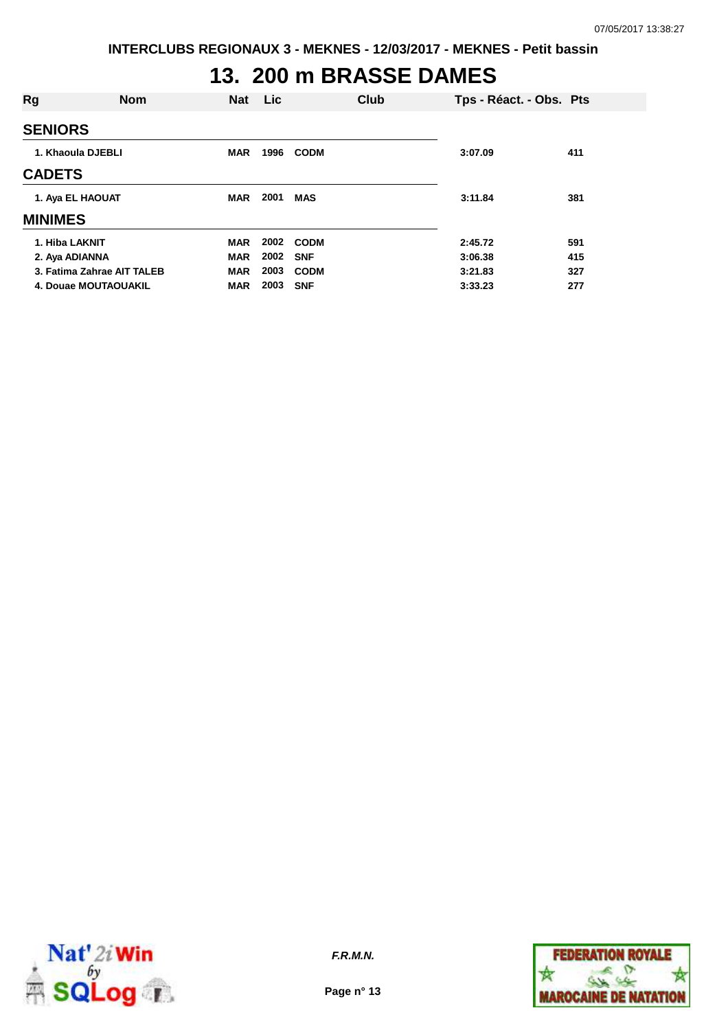# 13. 200 m BRASSE DAMES

| Rg | Nom | Nat | Lic | Club | Tps - Réact. - Obs. | Pts |
|---|---|---|---|---|---|---|
| **SENIORS** | | | | | | |
| 1. | Khaoula DJEBLI | MAR | 1996 | CODM | 3:07.09 | 411 |
| **CADETS** | | | | | | |
| 1. | Aya EL HAOUAT | MAR | 2001 | MAS | 3:11.84 | 381 |
| **MINIMES** | | | | | | |
| 1. | Hiba LAKNIT | MAR | 2002 | CODM | 2:45.72 | 591 |
| 2. | Aya ADIANNA | MAR | 2002 | SNF | 3:06.38 | 415 |
| 3. | Fatima Zahrae AIT TALEB | MAR | 2003 | CODM | 3:21.83 | 327 |
| 4. | Douae MOUTAOUAKIL | MAR | 2003 | SNF | 3:33.23 | 277 |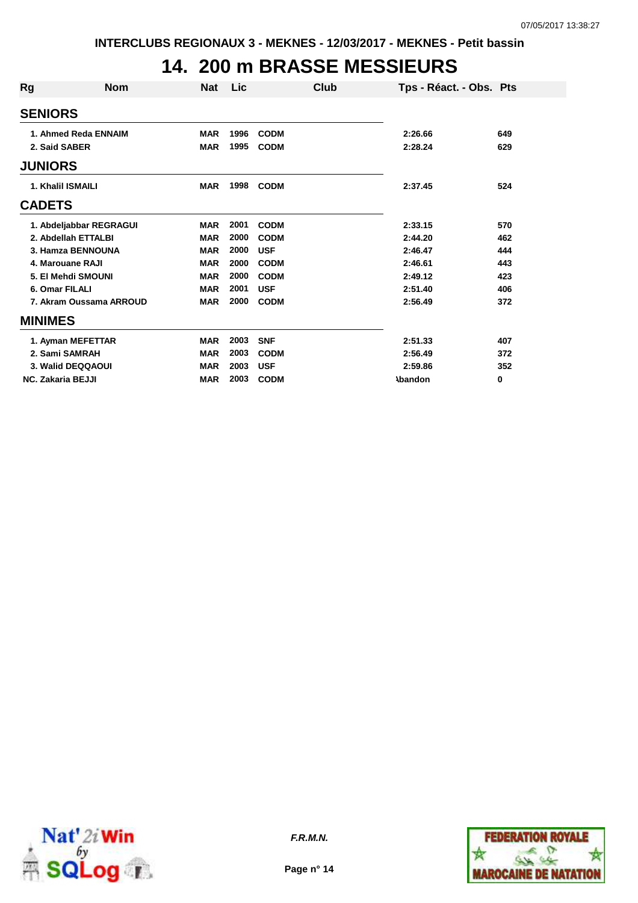INTERCLUBS REGIONAUX 3 - MEKNES - 12/03/2017 - MEKNES - Petit bassin

# 14. 200 m BRASSE MESSIEURS

| Rg | Nom | Nat | Lic | Club | Tps - Réact. - Obs. | Pts |
|---|---|---|---|---|---|---|
| **SENIORS** | | | | | | |
| 1. | Ahmed Reda ENNAIM | MAR | 1996 | CODM | 2:26.66 | 649 |
| 2. | Said SABER | MAR | 1995 | CODM | 2:28.24 | 629 |
| **JUNIORS** | | | | | | |
| 1. | Khalil ISMAILI | MAR | 1998 | CODM | 2:37.45 | 524 |
| **CADETS** | | | | | | |
| 1. | Abdeljabbar REGRAGUI | MAR | 2001 | CODM | 2:33.15 | 570 |
| 2. | Abdellah ETTALBI | MAR | 2000 | CODM | 2:44.20 | 462 |
| 3. | Hamza BENNOUNA | MAR | 2000 | USF | 2:46.47 | 444 |
| 4. | Marouane RAJI | MAR | 2000 | CODM | 2:46.61 | 443 |
| 5. | El Mehdi SMOUNI | MAR | 2000 | CODM | 2:49.12 | 423 |
| 6. | Omar FILALI | MAR | 2001 | USF | 2:51.40 | 406 |
| 7. | Akram Oussama ARROUD | MAR | 2000 | CODM | 2:56.49 | 372 |
| **MINIMES** | | | | | | |
| 1. | Ayman MEFETTAR | MAR | 2003 | SNF | 2:51.33 | 407 |
| 2. | Sami SAMRAH | MAR | 2003 | CODM | 2:56.49 | 372 |
| 3. | Walid DEQQAOUI | MAR | 2003 | USF | 2:59.86 | 352 |
| NC. | Zakaria BEJJI | MAR | 2003 | CODM | Abandon | 0 |

F.R.M.N.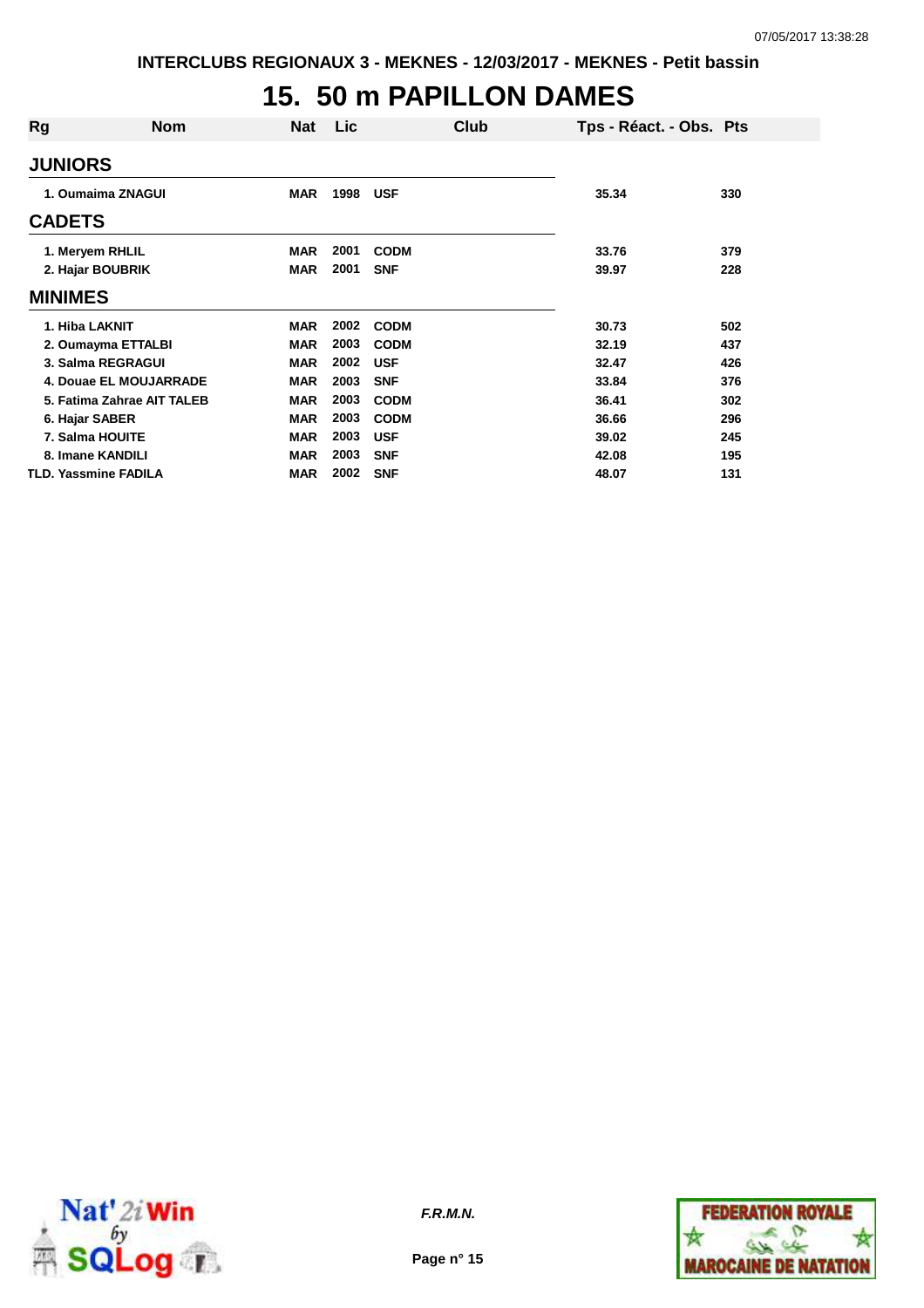# 15. 50 m PAPILLON DAMES

| Rg | Nom | Nat | Lic | Club | Tps - Réact. - Obs. | Pts |
|---|---|---|---|---|---|---|
| **JUNIORS** | | | | | | |
| 1. | Oumaima ZNAGUI | MAR | 1998 | USF | 35.34 | 330 |
| **CADETS** | | | | | | |
| 1. | Meryem RHLIL | MAR | 2001 | CODM | 33.76 | 379 |
| 2. | Hajar BOUBRIK | MAR | 2001 | SNF | 39.97 | 228 |
| **MINIMES** | | | | | | |
| 1. | Hiba LAKNIT | MAR | 2002 | CODM | 30.73 | 502 |
| 2. | Oumayma ETTALBI | MAR | 2003 | CODM | 32.19 | 437 |
| 3. | Salma REGRAGUI | MAR | 2002 | USF | 32.47 | 426 |
| 4. | Douae EL MOUJARRADE | MAR | 2003 | SNF | 33.84 | 376 |
| 5. | Fatima Zahrae AIT TALEB | MAR | 2003 | CODM | 36.41 | 302 |
| 6. | Hajar SABER | MAR | 2003 | CODM | 36.66 | 296 |
| 7. | Salma HOUITE | MAR | 2003 | USF | 39.02 | 245 |
| 8. | Imane KANDILI | MAR | 2003 | SNF | 42.08 | 195 |
| TLD. | Yassmine FADILA | MAR | 2002 | SNF | 48.07 | 131 |

*F.R.M.N.*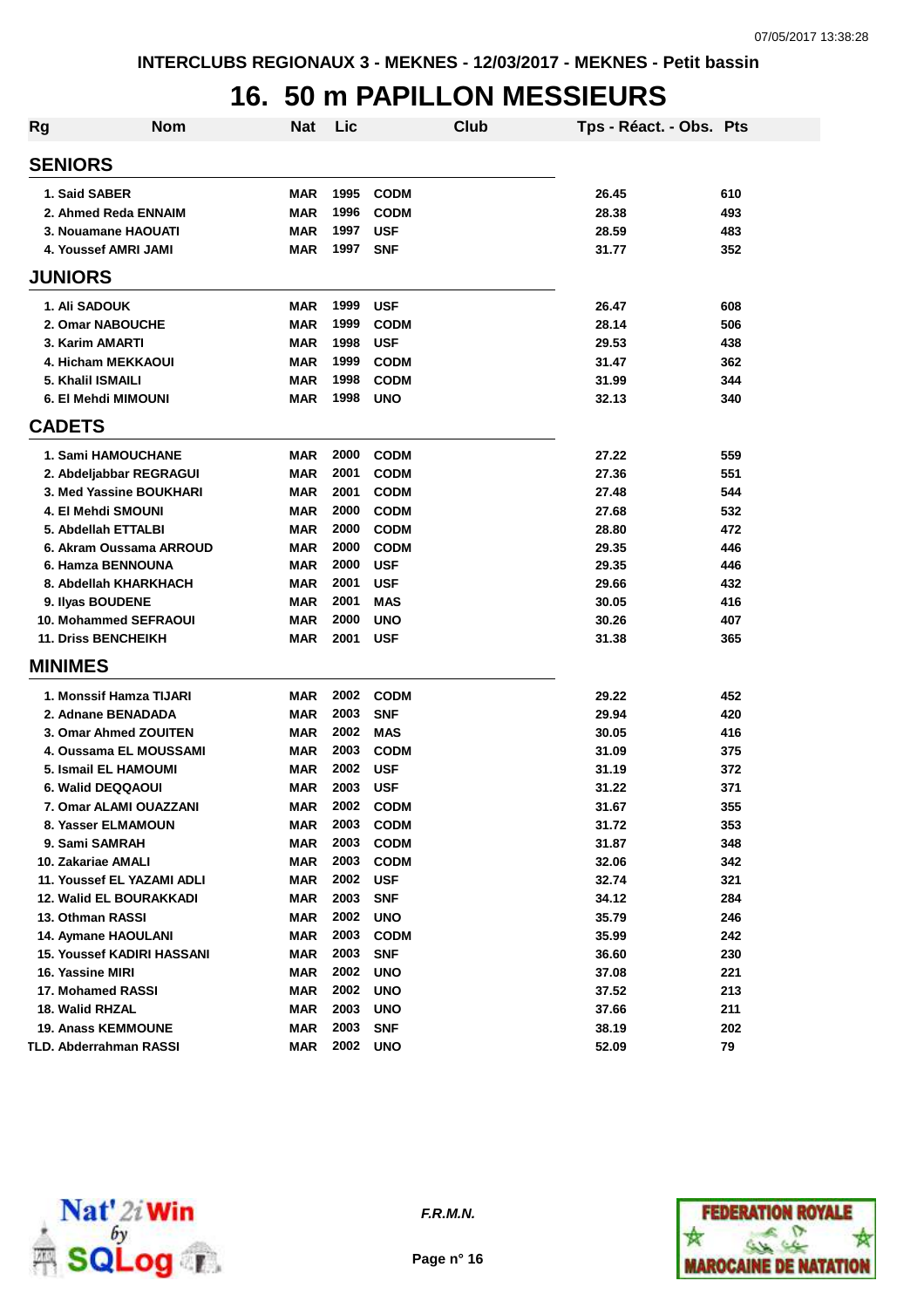INTERCLUBS REGIONAUX 3 - MEKNES - 12/03/2017 - MEKNES - Petit bassin

# 16. 50 m PAPILLON MESSIEURS

| Rg | Nom | Nat | Lic | Club | Tps - Réact. - Obs. | Pts |
|---|---|---|---|---|---|---|
| **SENIORS** | | | | | | |
| 1. | Said SABER | MAR | 1995 | CODM | 26.45 | 610 |
| 2. | Ahmed Reda ENNAIM | MAR | 1996 | CODM | 28.38 | 493 |
| 3. | Nouamane HAOUATI | MAR | 1997 | USF | 28.59 | 483 |
| 4. | Youssef AMRI JAMI | MAR | 1997 | SNF | 31.77 | 352 |
| **JUNIORS** | | | | | | |
| 1. | Ali SADOUK | MAR | 1999 | USF | 26.47 | 608 |
| 2. | Omar NABOUCHE | MAR | 1999 | CODM | 28.14 | 506 |
| 3. | Karim AMARTI | MAR | 1998 | USF | 29.53 | 438 |
| 4. | Hicham MEKKAOUI | MAR | 1999 | CODM | 31.47 | 362 |
| 5. | Khalil ISMAILI | MAR | 1998 | CODM | 31.99 | 344 |
| 6. | El Mehdi MIMOUNI | MAR | 1998 | UNO | 32.13 | 340 |
| **CADETS** | | | | | | |
| 1. | Sami HAMOUCHANE | MAR | 2000 | CODM | 27.22 | 559 |
| 2. | Abdeljabbar REGRAGUI | MAR | 2001 | CODM | 27.36 | 551 |
| 3. | Med Yassine BOUKHARI | MAR | 2001 | CODM | 27.48 | 544 |
| 4. | El Mehdi SMOUNI | MAR | 2000 | CODM | 27.68 | 532 |
| 5. | Abdellah ETTALBI | MAR | 2000 | CODM | 28.80 | 472 |
| 6. | Akram Oussama ARROUD | MAR | 2000 | CODM | 29.35 | 446 |
| 6. | Hamza BENNOUNA | MAR | 2000 | USF | 29.35 | 446 |
| 8. | Abdellah KHARKHACH | MAR | 2001 | USF | 29.66 | 432 |
| 9. | Ilyas BOUDENE | MAR | 2001 | MAS | 30.05 | 416 |
| 10. | Mohammed SEFRAOUI | MAR | 2000 | UNO | 30.26 | 407 |
| 11. | Driss BENCHEIKH | MAR | 2001 | USF | 31.38 | 365 |
| **MINIMES** | | | | | | |
| 1. | Monssif Hamza TIJARI | MAR | 2002 | CODM | 29.22 | 452 |
| 2. | Adnane BENADADA | MAR | 2003 | SNF | 29.94 | 420 |
| 3. | Omar Ahmed ZOUITEN | MAR | 2002 | MAS | 30.05 | 416 |
| 4. | Oussama EL MOUSSAMI | MAR | 2003 | CODM | 31.09 | 375 |
| 5. | Ismail EL HAMOUMI | MAR | 2002 | USF | 31.19 | 372 |
| 6. | Walid DEQQAOUI | MAR | 2003 | USF | 31.22 | 371 |
| 7. | Omar ALAMI OUAZZANI | MAR | 2002 | CODM | 31.67 | 355 |
| 8. | Yasser ELMAMOUN | MAR | 2003 | CODM | 31.72 | 353 |
| 9. | Sami SAMRAH | MAR | 2003 | CODM | 31.87 | 348 |
| 10. | Zakariae AMALI | MAR | 2003 | CODM | 32.06 | 342 |
| 11. | Youssef EL YAZAMI ADLI | MAR | 2002 | USF | 32.74 | 321 |
| 12. | Walid EL BOURAKKADI | MAR | 2003 | SNF | 34.12 | 284 |
| 13. | Othman RASSI | MAR | 2002 | UNO | 35.79 | 246 |
| 14. | Aymane HAOULANI | MAR | 2003 | CODM | 35.99 | 242 |
| 15. | Youssef KADIRI HASSANI | MAR | 2003 | SNF | 36.60 | 230 |
| 16. | Yassine MIRI | MAR | 2002 | UNO | 37.08 | 221 |
| 17. | Mohamed RASSI | MAR | 2002 | UNO | 37.52 | 213 |
| 18. | Walid RHZAL | MAR | 2003 | UNO | 37.66 | 211 |
| 19. | Anass KEMMOUNE | MAR | 2003 | SNF | 38.19 | 202 |
| TLD. | Abderrahman RASSI | MAR | 2002 | UNO | 52.09 | 79 |

*F.R.M.N.*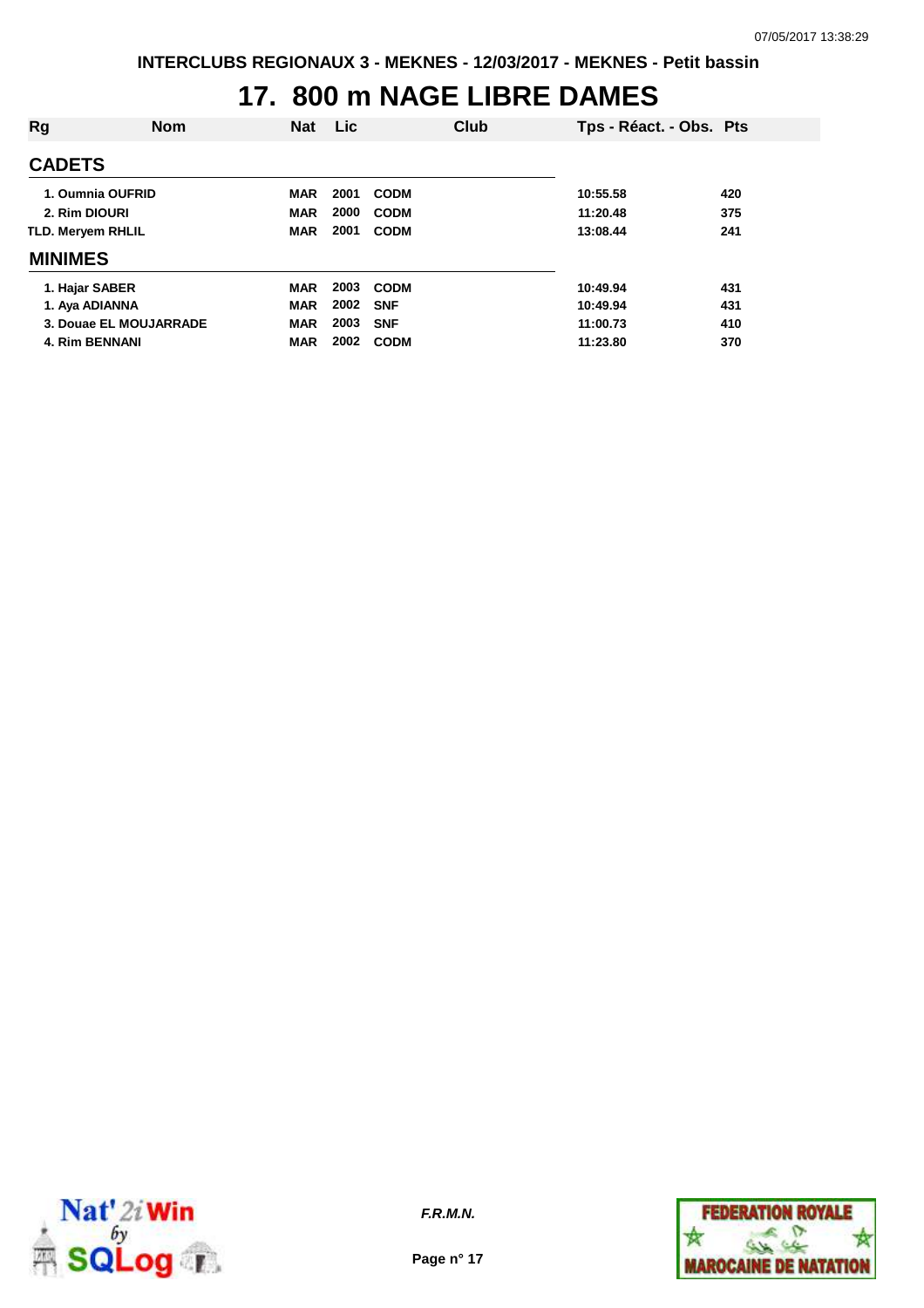INTERCLUBS REGIONAUX 3 - MEKNES - 12/03/2017 - MEKNES - Petit bassin

# 17. 800 m NAGE LIBRE DAMES

| Rg | Nom | Nat | Lic | Club | Tps - Réact. - Obs. | Pts |
|---|---|---|---|---|---|---|
| **CADETS** | | | | | | |
| 1. | Oumnia OUFRID | MAR | 2001 | CODM | 10:55.58 | 420 |
| 2. | Rim DIOURI | MAR | 2000 | CODM | 11:20.48 | 375 |
| TLD. | Meryem RHLIL | MAR | 2001 | CODM | 13:08.44 | 241 |
| **MINIMES** | | | | | | |
| 1. | Hajar SABER | MAR | 2003 | CODM | 10:49.94 | 431 |
| 1. | Aya ADIANNA | MAR | 2002 | SNF | 10:49.94 | 431 |
| 3. | Douae EL MOUJARRADE | MAR | 2003 | SNF | 11:00.73 | 410 |
| 4. | Rim BENNANI | MAR | 2002 | CODM | 11:23.80 | 370 |

*F.R.M.N.*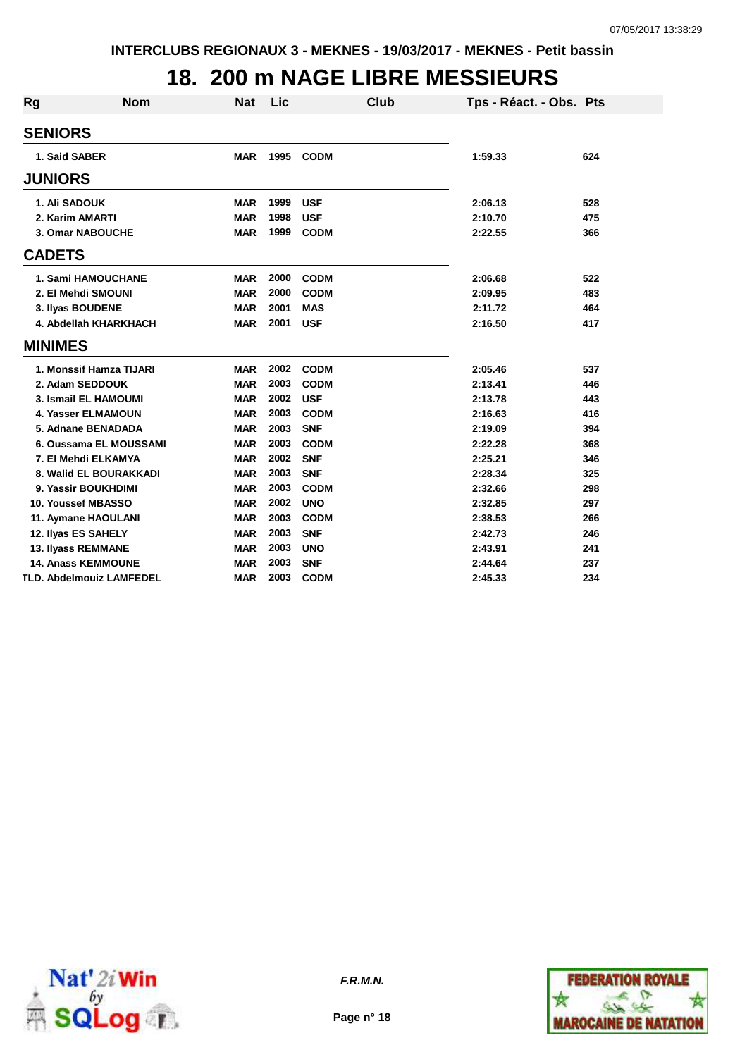INTERCLUBS REGIONAUX 3 - MEKNES - 19/03/2017 - MEKNES - Petit bassin

# 18. 200 m NAGE LIBRE MESSIEURS

| Rg | Nom | Nat | Lic | Club | Tps - Réact. - Obs. | Pts |
|---|---|---|---|---|---|---|
| **SENIORS** | | | | | | |
| 1. | Said SABER | MAR | 1995 | CODM | 1:59.33 | 624 |
| **JUNIORS** | | | | | | |
| 1. | Ali SADOUK | MAR | 1999 | USF | 2:06.13 | 528 |
| 2. | Karim AMARTI | MAR | 1998 | USF | 2:10.70 | 475 |
| 3. | Omar NABOUCHE | MAR | 1999 | CODM | 2:22.55 | 366 |
| **CADETS** | | | | | | |
| 1. | Sami HAMOUCHANE | MAR | 2000 | CODM | 2:06.68 | 522 |
| 2. | El Mehdi SMOUNI | MAR | 2000 | CODM | 2:09.95 | 483 |
| 3. | Ilyas BOUDENE | MAR | 2001 | MAS | 2:11.72 | 464 |
| 4. | Abdellah KHARKHACH | MAR | 2001 | USF | 2:16.50 | 417 |
| **MINIMES** | | | | | | |
| 1. | Monssif Hamza TIJARI | MAR | 2002 | CODM | 2:05.46 | 537 |
| 2. | Adam SEDDOUK | MAR | 2003 | CODM | 2:13.41 | 446 |
| 3. | Ismail EL HAMOUMI | MAR | 2002 | USF | 2:13.78 | 443 |
| 4. | Yasser ELMAMOUN | MAR | 2003 | CODM | 2:16.63 | 416 |
| 5. | Adnane BENADADA | MAR | 2003 | SNF | 2:19.09 | 394 |
| 6. | Oussama EL MOUSSAMI | MAR | 2003 | CODM | 2:22.28 | 368 |
| 7. | El Mehdi ELKAMYA | MAR | 2002 | SNF | 2:25.21 | 346 |
| 8. | Walid EL BOURAKKADI | MAR | 2003 | SNF | 2:28.34 | 325 |
| 9. | Yassir BOUKHDIMI | MAR | 2003 | CODM | 2:32.66 | 298 |
| 10. | Youssef MBASSO | MAR | 2002 | UNO | 2:32.85 | 297 |
| 11. | Aymane HAOULANI | MAR | 2003 | CODM | 2:38.53 | 266 |
| 12. | Ilyas ES SAHELY | MAR | 2003 | SNF | 2:42.73 | 246 |
| 13. | Ilyass REMMANE | MAR | 2003 | UNO | 2:43.91 | 241 |
| 14. | Anass KEMMOUNE | MAR | 2003 | SNF | 2:44.64 | 237 |
| TLD. | Abdelmouiz LAMFEDEL | MAR | 2003 | CODM | 2:45.33 | 234 |

*F.R.M.N.*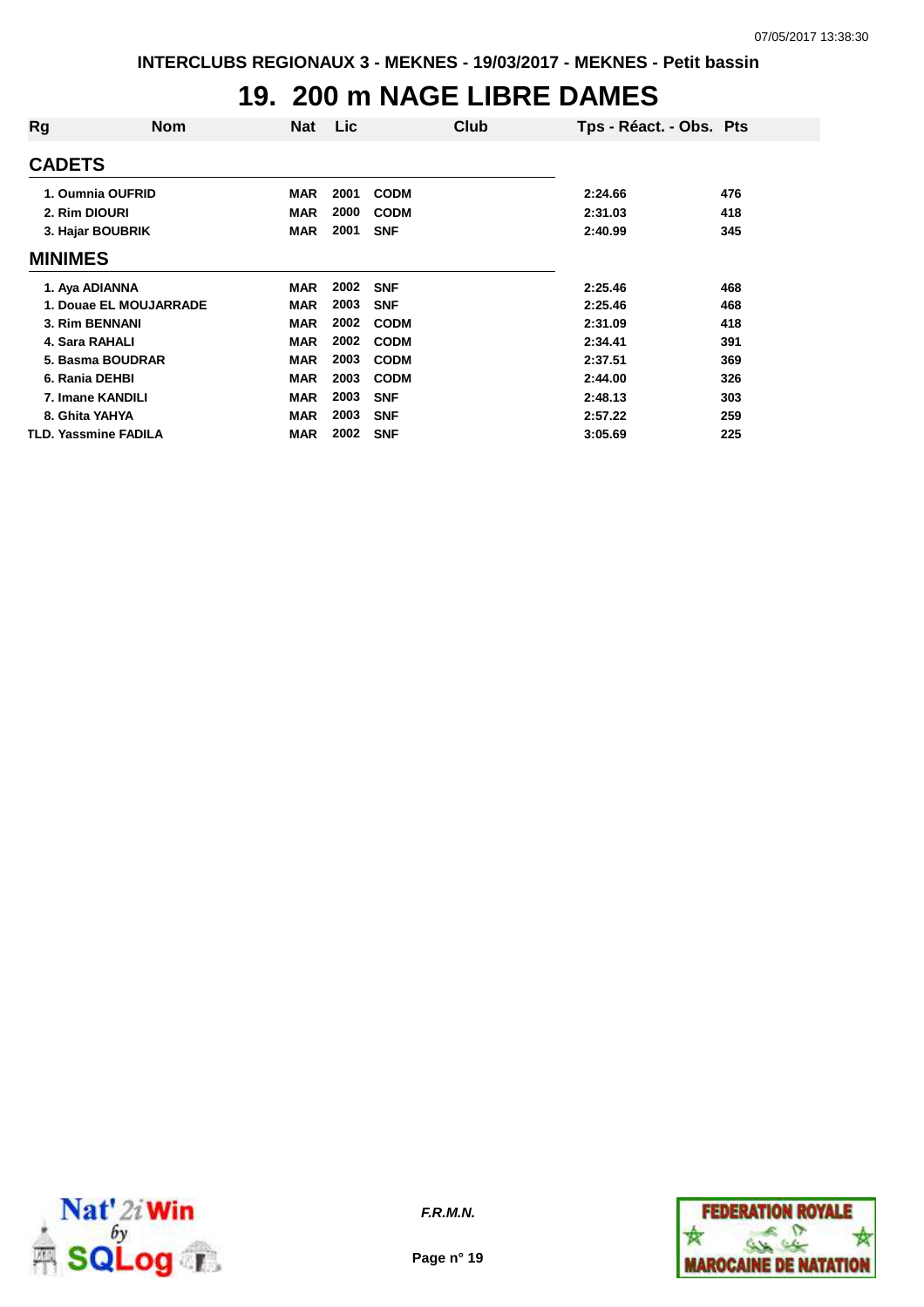INTERCLUBS REGIONAUX 3 - MEKNES - 19/03/2017 - MEKNES - Petit bassin

# 19. 200 m NAGE LIBRE DAMES

| Rg | Nom | Nat | Lic | Club | Tps - Réact. - Obs. | Pts |
|---|---|---|---|---|---|---|
| **CADETS** | | | | | | |
| 1. | Oumnia OUFRID | MAR | 2001 | CODM | 2:24.66 | 476 |
| 2. | Rim DIOURI | MAR | 2000 | CODM | 2:31.03 | 418 |
| 3. | Hajar BOUBRIK | MAR | 2001 | SNF | 2:40.99 | 345 |
| **MINIMES** | | | | | | |
| 1. | Aya ADIANNA | MAR | 2002 | SNF | 2:25.46 | 468 |
| 1. | Douae EL MOUJARRADE | MAR | 2003 | SNF | 2:25.46 | 468 |
| 3. | Rim BENNANI | MAR | 2002 | CODM | 2:31.09 | 418 |
| 4. | Sara RAHALI | MAR | 2002 | CODM | 2:34.41 | 391 |
| 5. | Basma BOUDRAR | MAR | 2003 | CODM | 2:37.51 | 369 |
| 6. | Rania DEHBI | MAR | 2003 | CODM | 2:44.00 | 326 |
| 7. | Imane KANDILI | MAR | 2003 | SNF | 2:48.13 | 303 |
| 8. | Ghita YAHYA | MAR | 2003 | SNF | 2:57.22 | 259 |
| TLD. | Yassmine FADILA | MAR | 2002 | SNF | 3:05.69 | 225 |

*F.R.M.N.*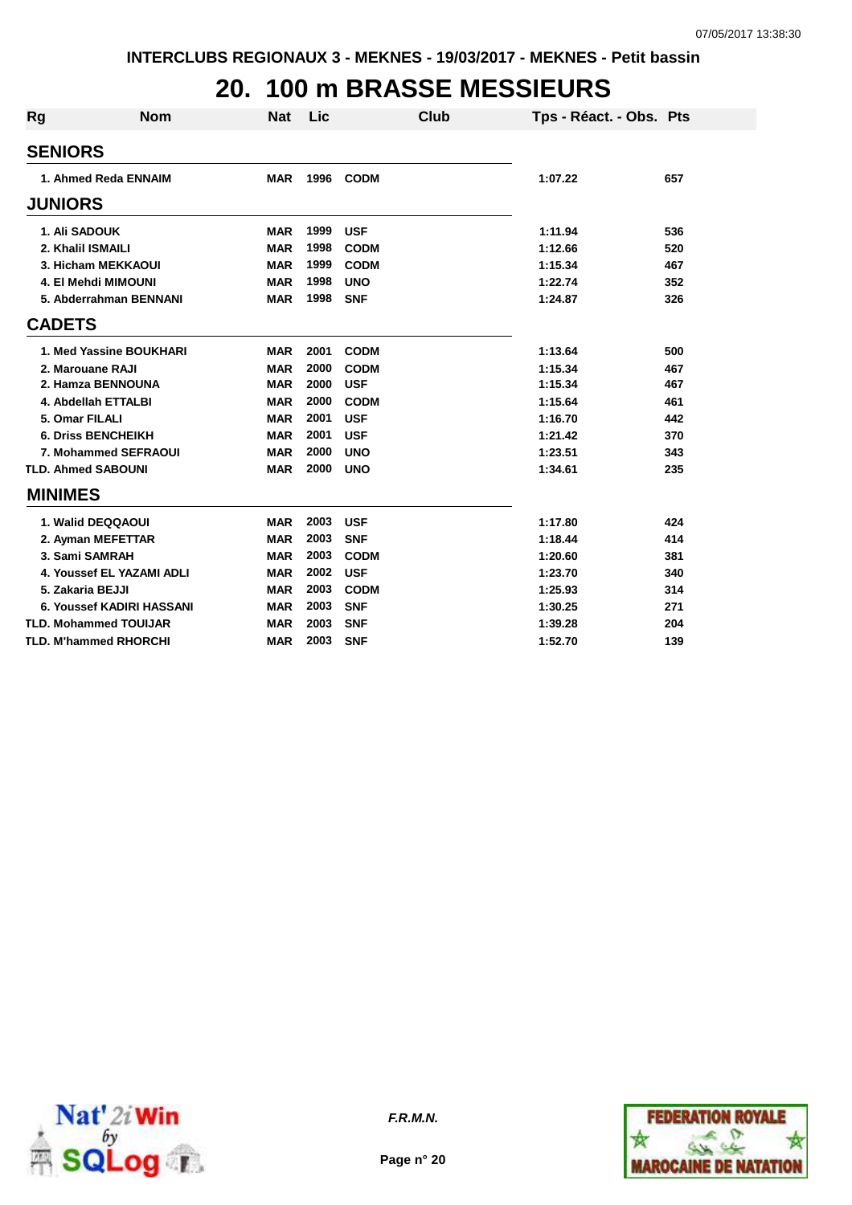# 20. 100 m BRASSE MESSIEURS

| Rg | Nom | Nat | Lic | Club | Tps - Réact. - Obs. | Pts |
|---|---|---|---|---|---|---|
| **SENIORS** | | | | | | |
| 1. | Ahmed Reda ENNAIM | MAR | 1996 | CODM | 1:07.22 | 657 |
| **JUNIORS** | | | | | | |
| 1. | Ali SADOUK | MAR | 1999 | USF | 1:11.94 | 536 |
| 2. | Khalil ISMAILI | MAR | 1998 | CODM | 1:12.66 | 520 |
| 3. | Hicham MEKKAOUI | MAR | 1999 | CODM | 1:15.34 | 467 |
| 4. | El Mehdi MIMOUNI | MAR | 1998 | UNO | 1:22.74 | 352 |
| 5. | Abderrahman BENNANI | MAR | 1998 | SNF | 1:24.87 | 326 |
| **CADETS** | | | | | | |
| 1. | Med Yassine BOUKHARI | MAR | 2001 | CODM | 1:13.64 | 500 |
| 2. | Marouane RAJI | MAR | 2000 | CODM | 1:15.34 | 467 |
| 2. | Hamza BENNOUNA | MAR | 2000 | USF | 1:15.34 | 467 |
| 4. | Abdellah ETTALBI | MAR | 2000 | CODM | 1:15.64 | 461 |
| 5. | Omar FILALI | MAR | 2001 | USF | 1:16.70 | 442 |
| 6. | Driss BENCHEIKH | MAR | 2001 | USF | 1:21.42 | 370 |
| 7. | Mohammed SEFRAOUI | MAR | 2000 | UNO | 1:23.51 | 343 |
| TLD. | Ahmed SABOUNI | MAR | 2000 | UNO | 1:34.61 | 235 |
| **MINIMES** | | | | | | |
| 1. | Walid DEQQAOUI | MAR | 2003 | USF | 1:17.80 | 424 |
| 2. | Ayman MEFETTAR | MAR | 2003 | SNF | 1:18.44 | 414 |
| 3. | Sami SAMRAH | MAR | 2003 | CODM | 1:20.60 | 381 |
| 4. | Youssef EL YAZAMI ADLI | MAR | 2002 | USF | 1:23.70 | 340 |
| 5. | Zakaria BEJJI | MAR | 2003 | CODM | 1:25.93 | 314 |
| 6. | Youssef KADIRI HASSANI | MAR | 2003 | SNF | 1:30.25 | 271 |
| TLD. | Mohammed TOUIJAR | MAR | 2003 | SNF | 1:39.28 | 204 |
| TLD. | M'hammed RHORCHI | MAR | 2003 | SNF | 1:52.70 | 139 |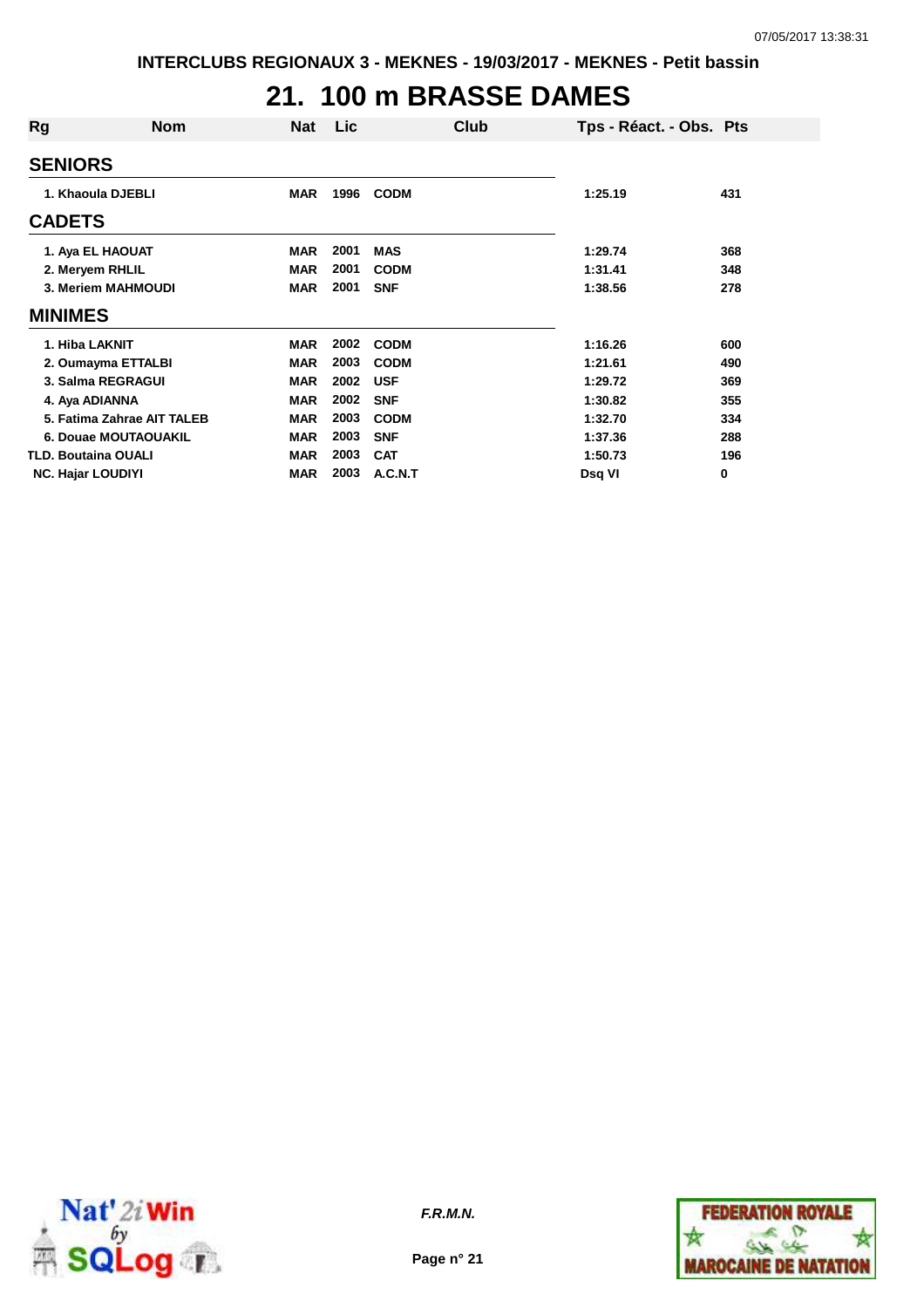INTERCLUBS REGIONAUX 3 - MEKNES - 19/03/2017 - MEKNES - Petit bassin

# 21. 100 m BRASSE DAMES

| Rg | Nom | Nat | Lic | Club | Tps - Réact. - Obs. | Pts |
|---|---|---|---|---|---|---|
| **SENIORS** | | | | | | |
| 1. | Khaoula DJEBLI | MAR | 1996 | CODM | 1:25.19 | 431 |
| **CADETS** | | | | | | |
| 1. | Aya EL HAOUAT | MAR | 2001 | MAS | 1:29.74 | 368 |
| 2. | Meryem RHLIL | MAR | 2001 | CODM | 1:31.41 | 348 |
| 3. | Meriem MAHMOUDI | MAR | 2001 | SNF | 1:38.56 | 278 |
| **MINIMES** | | | | | | |
| 1. | Hiba LAKNIT | MAR | 2002 | CODM | 1:16.26 | 600 |
| 2. | Oumayma ETTALBI | MAR | 2003 | CODM | 1:21.61 | 490 |
| 3. | Salma REGRAGUI | MAR | 2002 | USF | 1:29.72 | 369 |
| 4. | Aya ADIANNA | MAR | 2002 | SNF | 1:30.82 | 355 |
| 5. | Fatima Zahrae AIT TALEB | MAR | 2003 | CODM | 1:32.70 | 334 |
| 6. | Douae MOUTAOUAKIL | MAR | 2003 | SNF | 1:37.36 | 288 |
| TLD. | Boutaina OUALI | MAR | 2003 | CAT | 1:50.73 | 196 |
| NC. | Hajar LOUDIYI | MAR | 2003 | A.C.N.T | Dsq VI | 0 |

*F.R.M.N.*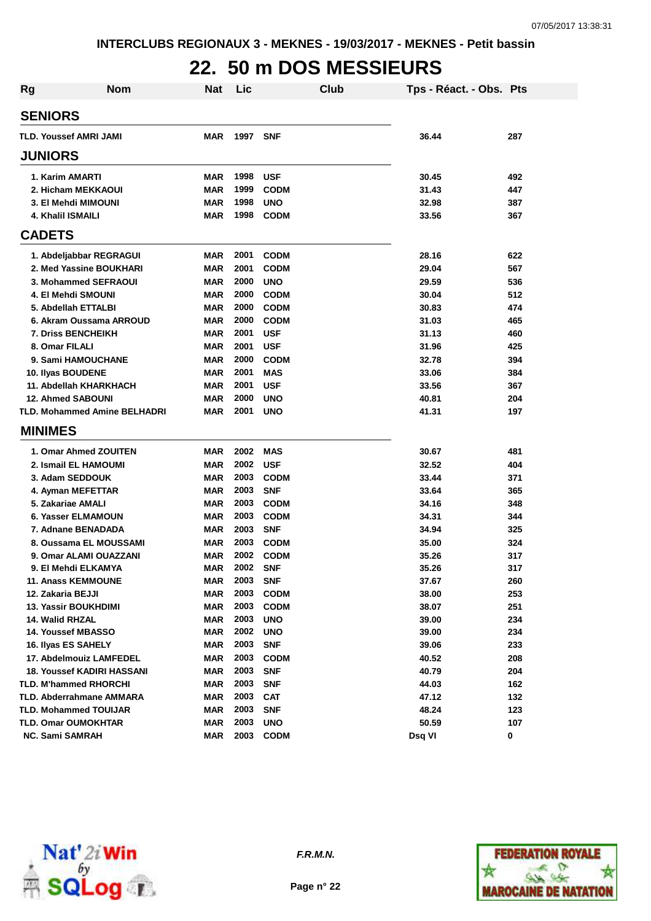INTERCLUBS REGIONAUX 3 - MEKNES - 19/03/2017 - MEKNES - Petit bassin

# 22. 50 m DOS MESSIEURS

| Rg | Nom | Nat | Lic | Club | Tps - Réact. - Obs. | Pts |
|---|---|---|---|---|---|---|
| **SENIORS** | | | | | | |
| TLD. | Youssef AMRI JAMI | MAR | 1997 | SNF | 36.44 | 287 |
| **JUNIORS** | | | | | | |
| 1. | Karim AMARTI | MAR | 1998 | USF | 30.45 | 492 |
| 2. | Hicham MEKKAOUI | MAR | 1999 | CODM | 31.43 | 447 |
| 3. | El Mehdi MIMOUNI | MAR | 1998 | UNO | 32.98 | 387 |
| 4. | Khalil ISMAILI | MAR | 1998 | CODM | 33.56 | 367 |
| **CADETS** | | | | | | |
| 1. | Abdeljabbar REGRAGUI | MAR | 2001 | CODM | 28.16 | 622 |
| 2. | Med Yassine BOUKHARI | MAR | 2001 | CODM | 29.04 | 567 |
| 3. | Mohammed SEFRAOUI | MAR | 2000 | UNO | 29.59 | 536 |
| 4. | El Mehdi SMOUNI | MAR | 2000 | CODM | 30.04 | 512 |
| 5. | Abdellah ETTALBI | MAR | 2000 | CODM | 30.83 | 474 |
| 6. | Akram Oussama ARROUD | MAR | 2000 | CODM | 31.03 | 465 |
| 7. | Driss BENCHEIKH | MAR | 2001 | USF | 31.13 | 460 |
| 8. | Omar FILALI | MAR | 2001 | USF | 31.96 | 425 |
| 9. | Sami HAMOUCHANE | MAR | 2000 | CODM | 32.78 | 394 |
| 10. | Ilyas BOUDENE | MAR | 2001 | MAS | 33.06 | 384 |
| 11. | Abdellah KHARKHACH | MAR | 2001 | USF | 33.56 | 367 |
| 12. | Ahmed SABOUNI | MAR | 2000 | UNO | 40.81 | 204 |
| TLD. | Mohammed Amine BELHADRI | MAR | 2001 | UNO | 41.31 | 197 |
| **MINIMES** | | | | | | |
| 1. | Omar Ahmed ZOUITEN | MAR | 2002 | MAS | 30.67 | 481 |
| 2. | Ismail EL HAMOUMI | MAR | 2002 | USF | 32.52 | 404 |
| 3. | Adam SEDDOUK | MAR | 2003 | CODM | 33.44 | 371 |
| 4. | Ayman MEFETTAR | MAR | 2003 | SNF | 33.64 | 365 |
| 5. | Zakariae AMALI | MAR | 2003 | CODM | 34.16 | 348 |
| 6. | Yasser ELMAMOUN | MAR | 2003 | CODM | 34.31 | 344 |
| 7. | Adnane BENADADA | MAR | 2003 | SNF | 34.94 | 325 |
| 8. | Oussama EL MOUSSAMI | MAR | 2003 | CODM | 35.00 | 324 |
| 9. | Omar ALAMI OUAZZANI | MAR | 2002 | CODM | 35.26 | 317 |
| 9. | El Mehdi ELKAMYA | MAR | 2002 | SNF | 35.26 | 317 |
| 11. | Anass KEMMOUNE | MAR | 2003 | SNF | 37.67 | 260 |
| 12. | Zakaria BEJJI | MAR | 2003 | CODM | 38.00 | 253 |
| 13. | Yassir BOUKHDIMI | MAR | 2003 | CODM | 38.07 | 251 |
| 14. | Walid RHZAL | MAR | 2003 | UNO | 39.00 | 234 |
| 14. | Youssef MBASSO | MAR | 2002 | UNO | 39.00 | 234 |
| 16. | Ilyas ES SAHELY | MAR | 2003 | SNF | 39.06 | 233 |
| 17. | Abdelmouiz LAMFEDEL | MAR | 2003 | CODM | 40.52 | 208 |
| 18. | Youssef KADIRI HASSANI | MAR | 2003 | SNF | 40.79 | 204 |
| TLD. | M'hammed RHORCHI | MAR | 2003 | SNF | 44.03 | 162 |
| TLD. | Abderrahmane AMMARA | MAR | 2003 | CAT | 47.12 | 132 |
| TLD. | Mohammed TOUIJAR | MAR | 2003 | SNF | 48.24 | 123 |
| TLD. | Omar OUMOKHTAR | MAR | 2003 | UNO | 50.59 | 107 |
| NC. | Sami SAMRAH | MAR | 2003 | CODM | Dsq VI | 0 |

*F.R.M.N.*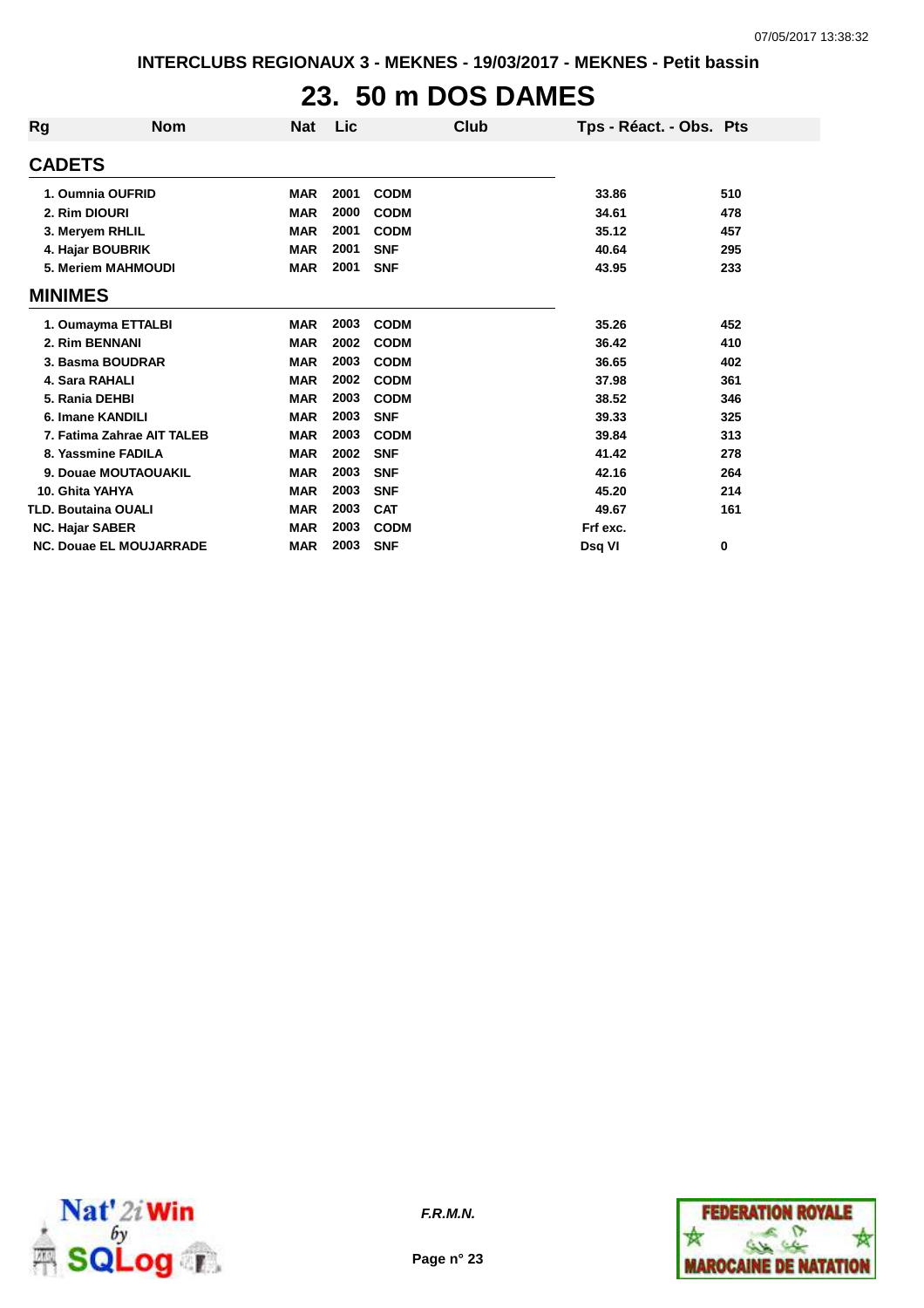# 23. 50 m DOS DAMES

| Rg | Nom | Nat | Lic | Club | Tps - Réact. - Obs. | Pts |
|---|---|---|---|---|---|---|
| **CADETS** | | | | | | |
| 1. | Oumnia OUFRID | MAR | 2001 | CODM | 33.86 | 510 |
| 2. | Rim DIOURI | MAR | 2000 | CODM | 34.61 | 478 |
| 3. | Meryem RHLIL | MAR | 2001 | CODM | 35.12 | 457 |
| 4. | Hajar BOUBRIK | MAR | 2001 | SNF | 40.64 | 295 |
| 5. | Meriem MAHMOUDI | MAR | 2001 | SNF | 43.95 | 233 |
| **MINIMES** | | | | | | |
| 1. | Oumayma ETTALBI | MAR | 2003 | CODM | 35.26 | 452 |
| 2. | Rim BENNANI | MAR | 2002 | CODM | 36.42 | 410 |
| 3. | Basma BOUDRAR | MAR | 2003 | CODM | 36.65 | 402 |
| 4. | Sara RAHALI | MAR | 2002 | CODM | 37.98 | 361 |
| 5. | Rania DEHBI | MAR | 2003 | CODM | 38.52 | 346 |
| 6. | Imane KANDILI | MAR | 2003 | SNF | 39.33 | 325 |
| 7. | Fatima Zahrae AIT TALEB | MAR | 2003 | CODM | 39.84 | 313 |
| 8. | Yassmine FADILA | MAR | 2002 | SNF | 41.42 | 278 |
| 9. | Douae MOUTAOUAKIL | MAR | 2003 | SNF | 42.16 | 264 |
| 10. | Ghita YAHYA | MAR | 2003 | SNF | 45.20 | 214 |
| TLD. | Boutaina OUALI | MAR | 2003 | CAT | 49.67 | 161 |
| NC. | Hajar SABER | MAR | 2003 | CODM | Frf exc. | |
| NC. | Douae EL MOUJARRADE | MAR | 2003 | SNF | Dsq VI | 0 |

*F.R.M.N.*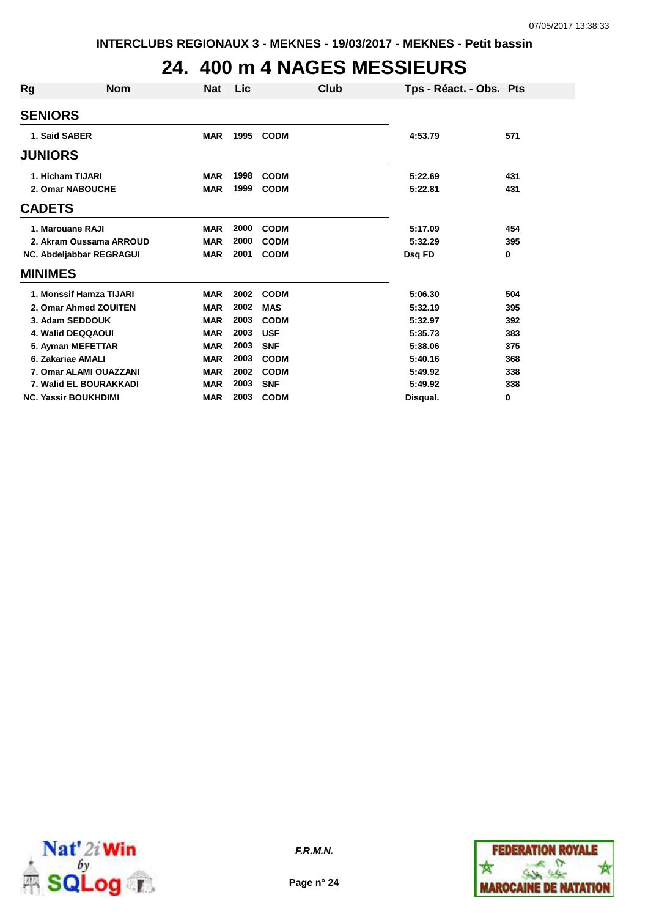INTERCLUBS REGIONAUX 3 - MEKNES - 19/03/2017 - MEKNES - Petit bassin

# 24. 400 m 4 NAGES MESSIEURS

| Rg | Nom | Nat | Lic | Club | Tps - Réact. - Obs. | Pts |
|---|---|---|---|---|---|---|
| **SENIORS** | | | | | | |
| 1. | Said SABER | MAR | 1995 | CODM | 4:53.79 | 571 |
| **JUNIORS** | | | | | | |
| 1. | Hicham TIJARI | MAR | 1998 | CODM | 5:22.69 | 431 |
| 2. | Omar NABOUCHE | MAR | 1999 | CODM | 5:22.81 | 431 |
| **CADETS** | | | | | | |
| 1. | Marouane RAJI | MAR | 2000 | CODM | 5:17.09 | 454 |
| 2. | Akram Oussama ARROUD | MAR | 2000 | CODM | 5:32.29 | 395 |
| NC. | Abdeljabbar REGRAGUI | MAR | 2001 | CODM | Dsq FD | 0 |
| **MINIMES** | | | | | | |
| 1. | Monssif Hamza TIJARI | MAR | 2002 | CODM | 5:06.30 | 504 |
| 2. | Omar Ahmed ZOUITEN | MAR | 2002 | MAS | 5:32.19 | 395 |
| 3. | Adam SEDDOUK | MAR | 2003 | CODM | 5:32.97 | 392 |
| 4. | Walid DEQQAOUI | MAR | 2003 | USF | 5:35.73 | 383 |
| 5. | Ayman MEFETTAR | MAR | 2003 | SNF | 5:38.06 | 375 |
| 6. | Zakariae AMALI | MAR | 2003 | CODM | 5:40.16 | 368 |
| 7. | Omar ALAMI OUAZZANI | MAR | 2002 | CODM | 5:49.92 | 338 |
| 7. | Walid EL BOURAKKADI | MAR | 2003 | SNF | 5:49.92 | 338 |
| NC. | Yassir BOUKHDIMI | MAR | 2003 | CODM | Disqual. | 0 |

*F.R.M.N.*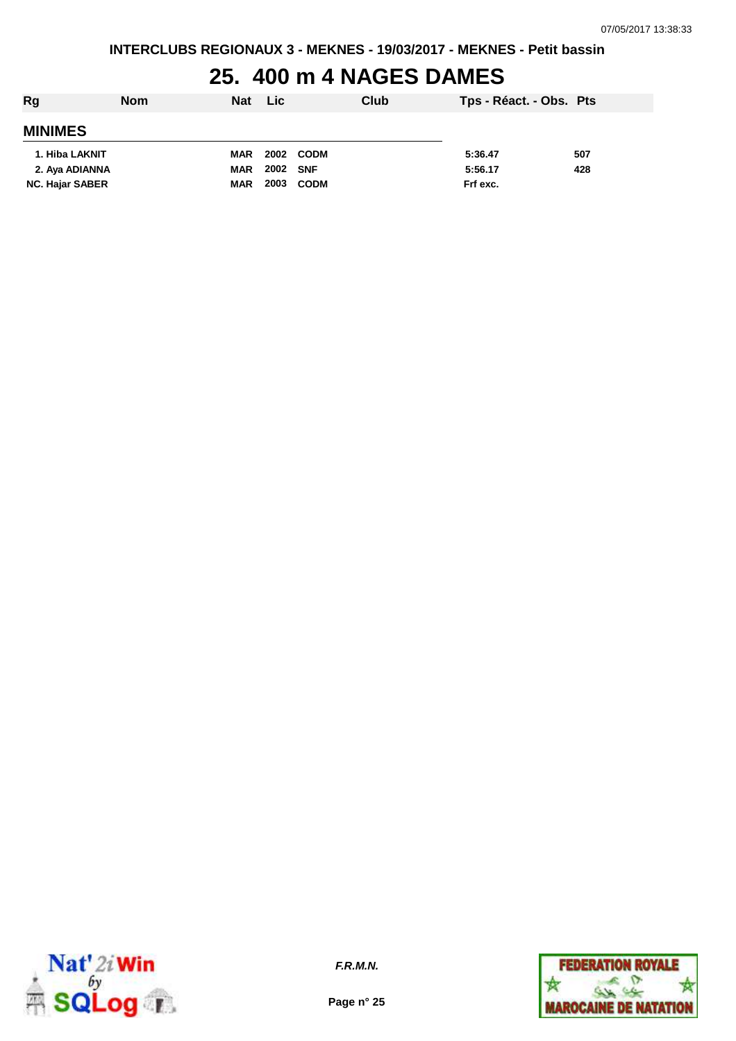# 25. 400 m 4 NAGES DAMES

| Rg | Nom | Nat | Lic | Club | Tps - Réact. - Obs. | Pts |
|---|---|---|---|---|---|---|
| **MINIMES** | | | | | | |
| 1. | Hiba LAKNIT | MAR | 2002 | CODM | 5:36.47 | 507 |
| 2. | Aya ADIANNA | MAR | 2002 | SNF | 5:56.17 | 428 |
| NC. | Hajar SABER | MAR | 2003 | CODM | Frf exc. | |

*F.R.M.N.*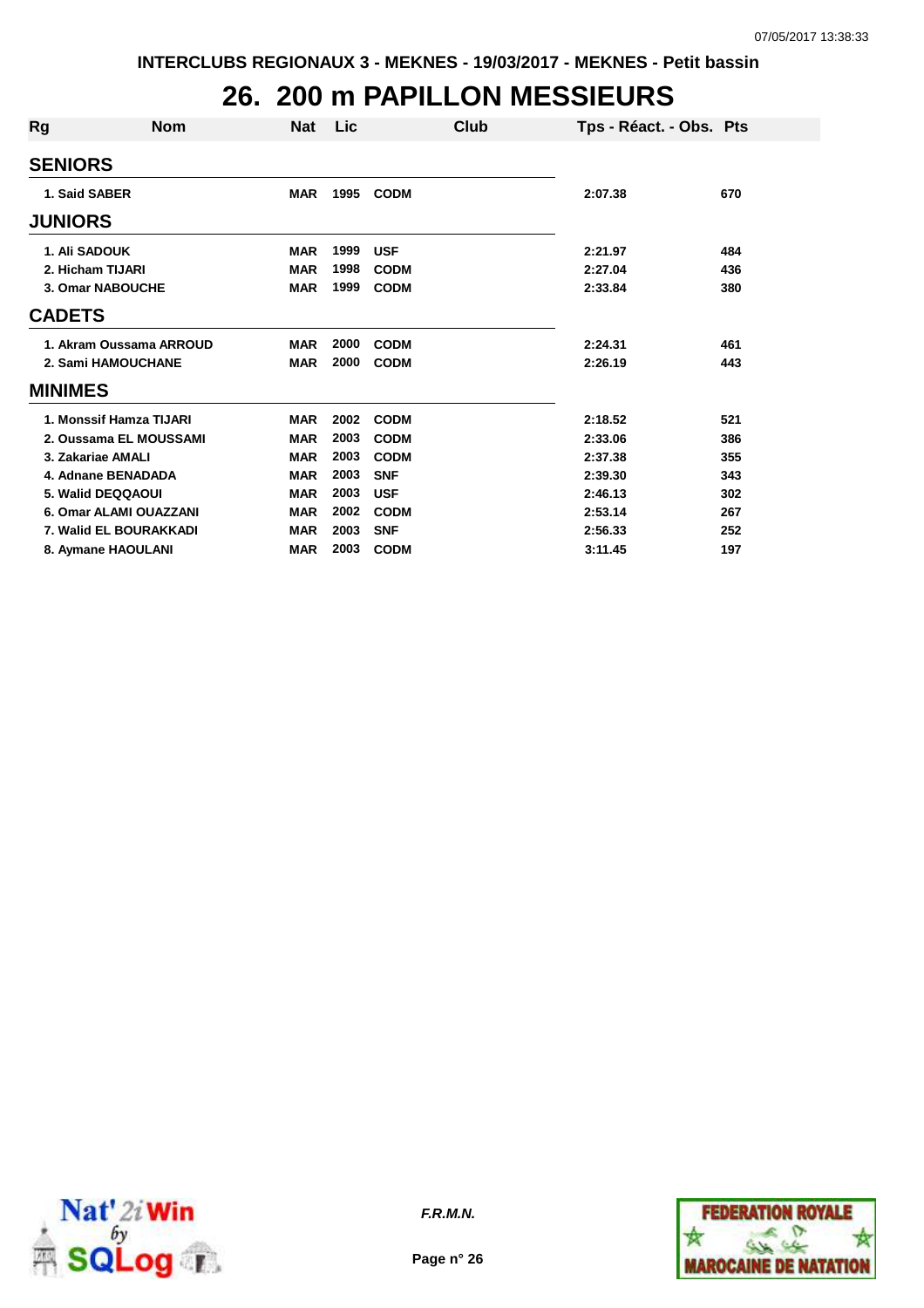INTERCLUBS REGIONAUX 3 - MEKNES - 19/03/2017 - MEKNES - Petit bassin

# 26. 200 m PAPILLON MESSIEURS

| Rg | Nom | Nat | Lic | Club | Tps - Réact. - Obs. | Pts |
|---|---|---|---|---|---|---|
| **SENIORS** | | | | | | |
| 1. | Said SABER | MAR | 1995 | CODM | 2:07.38 | 670 |
| **JUNIORS** | | | | | | |
| 1. | Ali SADOUK | MAR | 1999 | USF | 2:21.97 | 484 |
| 2. | Hicham TIJARI | MAR | 1998 | CODM | 2:27.04 | 436 |
| 3. | Omar NABOUCHE | MAR | 1999 | CODM | 2:33.84 | 380 |
| **CADETS** | | | | | | |
| 1. | Akram Oussama ARROUD | MAR | 2000 | CODM | 2:24.31 | 461 |
| 2. | Sami HAMOUCHANE | MAR | 2000 | CODM | 2:26.19 | 443 |
| **MINIMES** | | | | | | |
| 1. | Monssif Hamza TIJARI | MAR | 2002 | CODM | 2:18.52 | 521 |
| 2. | Oussama EL MOUSSAMI | MAR | 2003 | CODM | 2:33.06 | 386 |
| 3. | Zakariae AMALI | MAR | 2003 | CODM | 2:37.38 | 355 |
| 4. | Adnane BENADADA | MAR | 2003 | SNF | 2:39.30 | 343 |
| 5. | Walid DEQQAOUI | MAR | 2003 | USF | 2:46.13 | 302 |
| 6. | Omar ALAMI OUAZZANI | MAR | 2002 | CODM | 2:53.14 | 267 |
| 7. | Walid EL BOURAKKADI | MAR | 2003 | SNF | 2:56.33 | 252 |
| 8. | Aymane HAOULANI | MAR | 2003 | CODM | 3:11.45 | 197 |

*F.R.M.N.*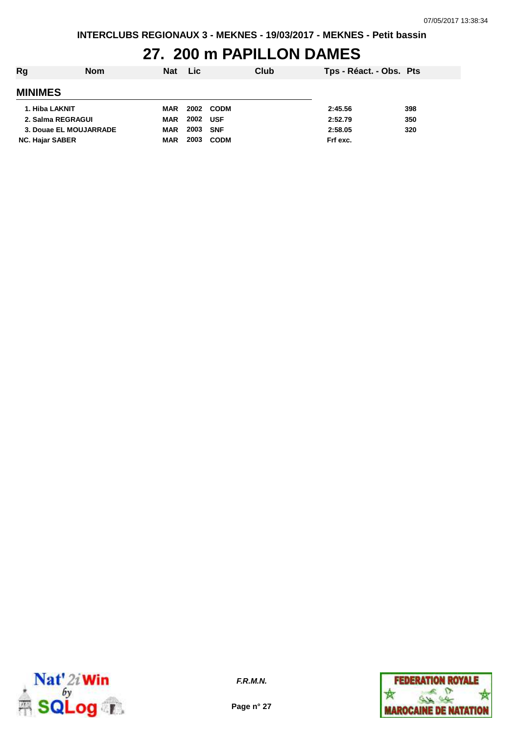# 27. 200 m PAPILLON DAMES

| Rg | Nom | Nat | Lic | Club | Tps - Réact. - Obs. | Pts |
|---|---|---|---|---|---|---|
| **MINIMES** | | | | | | |
| 1. | Hiba LAKNIT | MAR | 2002 | CODM | 2:45.56 | 398 |
| 2. | Salma REGRAGUI | MAR | 2002 | USF | 2:52.79 | 350 |
| 3. | Douae EL MOUJARRADE | MAR | 2003 | SNF | 2:58.05 | 320 |
| NC. | Hajar SABER | MAR | 2003 | CODM | Frf exc. | |

*F.R.M.N.*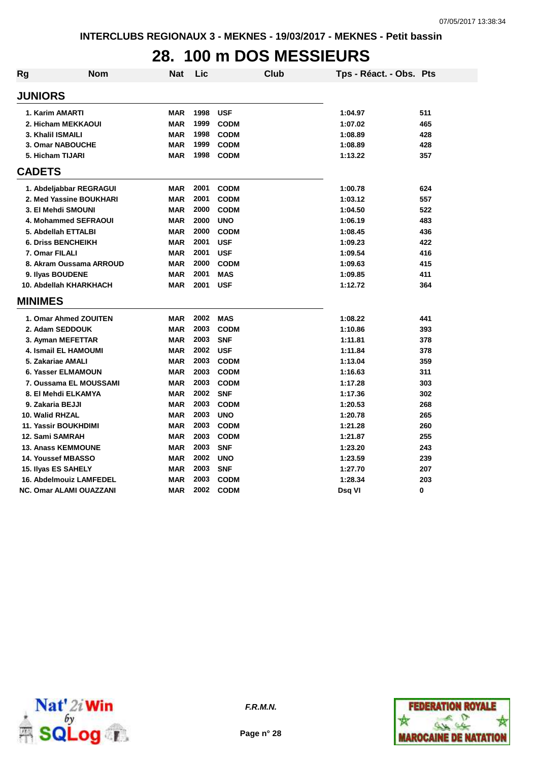INTERCLUBS REGIONAUX 3 - MEKNES - 19/03/2017 - MEKNES - Petit bassin

# 28. 100 m DOS MESSIEURS

| Rg | Nom | Nat | Lic | Club | Tps - Réact. - Obs. | Pts |
|---|---|---|---|---|---|---|
| **JUNIORS** | | | | | | |
| 1. | Karim AMARTI | MAR | 1998 | USF | 1:04.97 | 511 |
| 2. | Hicham MEKKAOUI | MAR | 1999 | CODM | 1:07.02 | 465 |
| 3. | Khalil ISMAILI | MAR | 1998 | CODM | 1:08.89 | 428 |
| 3. | Omar NABOUCHE | MAR | 1999 | CODM | 1:08.89 | 428 |
| 5. | Hicham TIJARI | MAR | 1998 | CODM | 1:13.22 | 357 |
| **CADETS** | | | | | | |
| 1. | Abdeljabbar REGRAGUI | MAR | 2001 | CODM | 1:00.78 | 624 |
| 2. | Med Yassine BOUKHARI | MAR | 2001 | CODM | 1:03.12 | 557 |
| 3. | El Mehdi SMOUNI | MAR | 2000 | CODM | 1:04.50 | 522 |
| 4. | Mohammed SEFRAOUI | MAR | 2000 | UNO | 1:06.19 | 483 |
| 5. | Abdellah ETTALBI | MAR | 2000 | CODM | 1:08.45 | 436 |
| 6. | Driss BENCHEIKH | MAR | 2001 | USF | 1:09.23 | 422 |
| 7. | Omar FILALI | MAR | 2001 | USF | 1:09.54 | 416 |
| 8. | Akram Oussama ARROUD | MAR | 2000 | CODM | 1:09.63 | 415 |
| 9. | Ilyas BOUDENE | MAR | 2001 | MAS | 1:09.85 | 411 |
| 10. | Abdellah KHARKHACH | MAR | 2001 | USF | 1:12.72 | 364 |
| **MINIMES** | | | | | | |
| 1. | Omar Ahmed ZOUITEN | MAR | 2002 | MAS | 1:08.22 | 441 |
| 2. | Adam SEDDOUK | MAR | 2003 | CODM | 1:10.86 | 393 |
| 3. | Ayman MEFETTAR | MAR | 2003 | SNF | 1:11.81 | 378 |
| 4. | Ismail EL HAMOUMI | MAR | 2002 | USF | 1:11.84 | 378 |
| 5. | Zakariae AMALI | MAR | 2003 | CODM | 1:13.04 | 359 |
| 6. | Yasser ELMAMOUN | MAR | 2003 | CODM | 1:16.63 | 311 |
| 7. | Oussama EL MOUSSAMI | MAR | 2003 | CODM | 1:17.28 | 303 |
| 8. | El Mehdi ELKAMYA | MAR | 2002 | SNF | 1:17.36 | 302 |
| 9. | Zakaria BEJJI | MAR | 2003 | CODM | 1:20.53 | 268 |
| 10. | Walid RHZAL | MAR | 2003 | UNO | 1:20.78 | 265 |
| 11. | Yassir BOUKHDIMI | MAR | 2003 | CODM | 1:21.28 | 260 |
| 12. | Sami SAMRAH | MAR | 2003 | CODM | 1:21.87 | 255 |
| 13. | Anass KEMMOUNE | MAR | 2003 | SNF | 1:23.20 | 243 |
| 14. | Youssef MBASSO | MAR | 2002 | UNO | 1:23.59 | 239 |
| 15. | Ilyas ES SAHELY | MAR | 2003 | SNF | 1:27.70 | 207 |
| 16. | Abdelmouiz LAMFEDEL | MAR | 2003 | CODM | 1:28.34 | 203 |
| NC. | Omar ALAMI OUAZZANI | MAR | 2002 | CODM | Dsq VI | 0 |

*F.R.M.N.*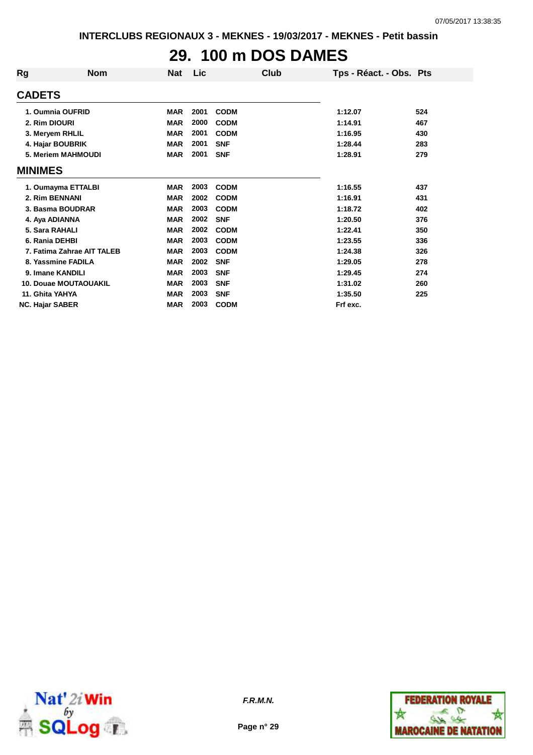# 29. 100 m DOS DAMES

| Rg | Nom | Nat | Lic | Club | Tps - Réact. - Obs. | Pts |
|---|---|---|---|---|---|---|
| **CADETS** | | | | | | |
| 1. | Oumnia OUFRID | MAR | 2001 | CODM | 1:12.07 | 524 |
| 2. | Rim DIOURI | MAR | 2000 | CODM | 1:14.91 | 467 |
| 3. | Meryem RHLIL | MAR | 2001 | CODM | 1:16.95 | 430 |
| 4. | Hajar BOUBRIK | MAR | 2001 | SNF | 1:28.44 | 283 |
| 5. | Meriem MAHMOUDI | MAR | 2001 | SNF | 1:28.91 | 279 |
| **MINIMES** | | | | | | |
| 1. | Oumayma ETTALBI | MAR | 2003 | CODM | 1:16.55 | 437 |
| 2. | Rim BENNANI | MAR | 2002 | CODM | 1:16.91 | 431 |
| 3. | Basma BOUDRAR | MAR | 2003 | CODM | 1:18.72 | 402 |
| 4. | Aya ADIANNA | MAR | 2002 | SNF | 1:20.50 | 376 |
| 5. | Sara RAHALI | MAR | 2002 | CODM | 1:22.41 | 350 |
| 6. | Rania DEHBI | MAR | 2003 | CODM | 1:23.55 | 336 |
| 7. | Fatima Zahrae AIT TALEB | MAR | 2003 | CODM | 1:24.38 | 326 |
| 8. | Yassmine FADILA | MAR | 2002 | SNF | 1:29.05 | 278 |
| 9. | Imane KANDILI | MAR | 2003 | SNF | 1:29.45 | 274 |
| 10. | Douae MOUTAOUAKIL | MAR | 2003 | SNF | 1:31.02 | 260 |
| 11. | Ghita YAHYA | MAR | 2003 | SNF | 1:35.50 | 225 |
| NC. | Hajar SABER | MAR | 2003 | CODM | Frf exc. | |

*F.R.M.N.*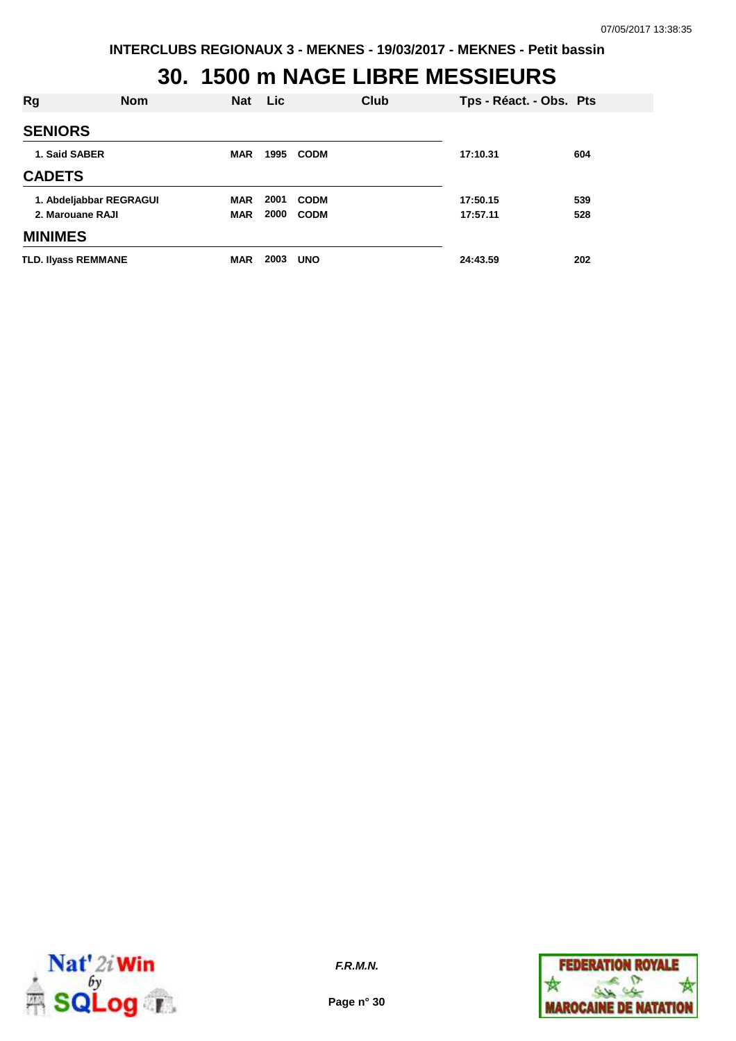INTERCLUBS REGIONAUX 3 - MEKNES - 19/03/2017 - MEKNES - Petit bassin

# 30. 1500 m NAGE LIBRE MESSIEURS

| Rg | Nom | Nat | Lic | Club | Tps - Réact. - Obs. | Pts |
|---|---|---|---|---|---|---|
| **SENIORS** | | | | | | |
| 1. | Said SABER | MAR | 1995 | CODM | 17:10.31 | 604 |
| **CADETS** | | | | | | |
| 1. | Abdeljabbar REGRAGUI | MAR | 2001 | CODM | 17:50.15 | 539 |
| 2. | Marouane RAJI | MAR | 2000 | CODM | 17:57.11 | 528 |
| **MINIMES** | | | | | | |
| TLD. | Ilyass REMMANE | MAR | 2003 | UNO | 24:43.59 | 202 |

*F.R.M.N.*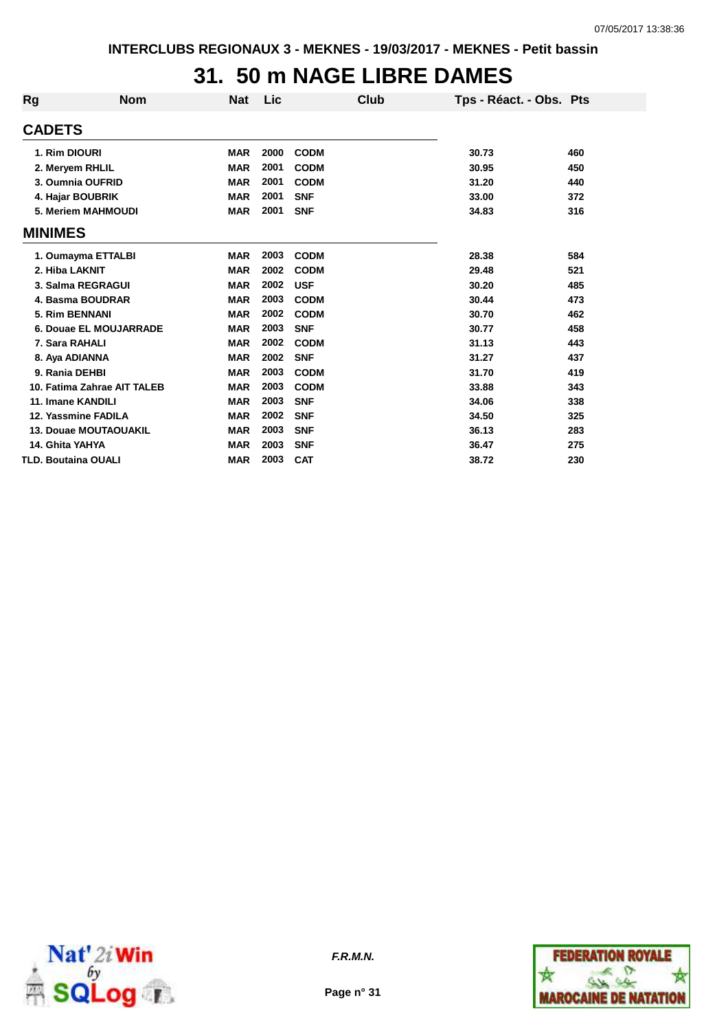# 31. 50 m NAGE LIBRE DAMES

| Rg | Nom | Nat | Lic | Club | Tps - Réact. - Obs. | Pts |
|---|---|---|---|---|---|---|
| **CADETS** | | | | | | |
| 1. | Rim DIOURI | MAR | 2000 | CODM | 30.73 | 460 |
| 2. | Meryem RHLIL | MAR | 2001 | CODM | 30.95 | 450 |
| 3. | Oumnia OUFRID | MAR | 2001 | CODM | 31.20 | 440 |
| 4. | Hajar BOUBRIK | MAR | 2001 | SNF | 33.00 | 372 |
| 5. | Meriem MAHMOUDI | MAR | 2001 | SNF | 34.83 | 316 |
| **MINIMES** | | | | | | |
| 1. | Oumayma ETTALBI | MAR | 2003 | CODM | 28.38 | 584 |
| 2. | Hiba LAKNIT | MAR | 2002 | CODM | 29.48 | 521 |
| 3. | Salma REGRAGUI | MAR | 2002 | USF | 30.20 | 485 |
| 4. | Basma BOUDRAR | MAR | 2003 | CODM | 30.44 | 473 |
| 5. | Rim BENNANI | MAR | 2002 | CODM | 30.70 | 462 |
| 6. | Douae EL MOUJARRADE | MAR | 2003 | SNF | 30.77 | 458 |
| 7. | Sara RAHALI | MAR | 2002 | CODM | 31.13 | 443 |
| 8. | Aya ADIANNA | MAR | 2002 | SNF | 31.27 | 437 |
| 9. | Rania DEHBI | MAR | 2003 | CODM | 31.70 | 419 |
| 10. | Fatima Zahrae AIT TALEB | MAR | 2003 | CODM | 33.88 | 343 |
| 11. | Imane KANDILI | MAR | 2003 | SNF | 34.06 | 338 |
| 12. | Yassmine FADILA | MAR | 2002 | SNF | 34.50 | 325 |
| 13. | Douae MOUTAOUAKIL | MAR | 2003 | SNF | 36.13 | 283 |
| 14. | Ghita YAHYA | MAR | 2003 | SNF | 36.47 | 275 |
| TLD. | Boutaina OUALI | MAR | 2003 | CAT | 38.72 | 230 |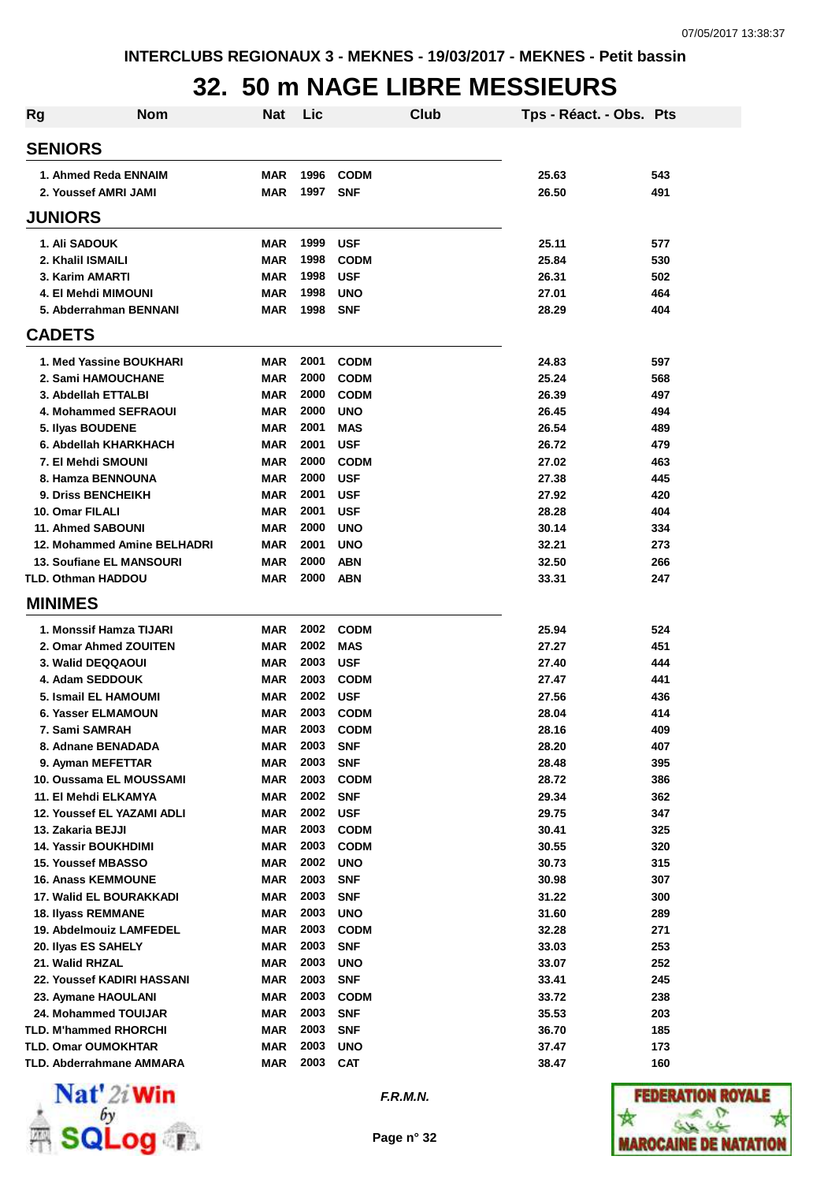# 32. 50 m NAGE LIBRE MESSIEURS

INTERCLUBS REGIONAUX 3 - MEKNES - 19/03/2017 - MEKNES - Petit bassin

| Rg | Nom | Nat | Lic | Club | Tps - Réact. - Obs. | Pts |
|---|---|---|---|---|---|---|
| **SENIORS** | | | | | | |
| 1. | Ahmed Reda ENNAIM | MAR | 1996 | CODM | 25.63 | 543 |
| 2. | Youssef AMRI JAMI | MAR | 1997 | SNF | 26.50 | 491 |
| **JUNIORS** | | | | | | |
| 1. | Ali SADOUK | MAR | 1999 | USF | 25.11 | 577 |
| 2. | Khalil ISMAILI | MAR | 1998 | CODM | 25.84 | 530 |
| 3. | Karim AMARTI | MAR | 1998 | USF | 26.31 | 502 |
| 4. | El Mehdi MIMOUNI | MAR | 1998 | UNO | 27.01 | 464 |
| 5. | Abderrahman BENNANI | MAR | 1998 | SNF | 28.29 | 404 |
| **CADETS** | | | | | | |
| 1. | Med Yassine BOUKHARI | MAR | 2001 | CODM | 24.83 | 597 |
| 2. | Sami HAMOUCHANE | MAR | 2000 | CODM | 25.24 | 568 |
| 3. | Abdellah ETTALBI | MAR | 2000 | CODM | 26.39 | 497 |
| 4. | Mohammed SEFRAOUI | MAR | 2000 | UNO | 26.45 | 494 |
| 5. | Ilyas BOUDENE | MAR | 2001 | MAS | 26.54 | 489 |
| 6. | Abdellah KHARKHACH | MAR | 2001 | USF | 26.72 | 479 |
| 7. | El Mehdi SMOUNI | MAR | 2000 | CODM | 27.02 | 463 |
| 8. | Hamza BENNOUNA | MAR | 2000 | USF | 27.38 | 445 |
| 9. | Driss BENCHEIKH | MAR | 2001 | USF | 27.92 | 420 |
| 10. | Omar FILALI | MAR | 2001 | USF | 28.28 | 404 |
| 11. | Ahmed SABOUNI | MAR | 2000 | UNO | 30.14 | 334 |
| 12. | Mohammed Amine BELHADRI | MAR | 2001 | UNO | 32.21 | 273 |
| 13. | Soufiane EL MANSOURI | MAR | 2000 | ABN | 32.50 | 266 |
| TLD. | Othman HADDOU | MAR | 2000 | ABN | 33.31 | 247 |
| **MINIMES** | | | | | | |
| 1. | Monssif Hamza TIJARI | MAR | 2002 | CODM | 25.94 | 524 |
| 2. | Omar Ahmed ZOUITEN | MAR | 2002 | MAS | 27.27 | 451 |
| 3. | Walid DEQQAOUI | MAR | 2003 | USF | 27.40 | 444 |
| 4. | Adam SEDDOUK | MAR | 2003 | CODM | 27.47 | 441 |
| 5. | Ismail EL HAMOUMI | MAR | 2002 | USF | 27.56 | 436 |
| 6. | Yasser ELMAMOUN | MAR | 2003 | CODM | 28.04 | 414 |
| 7. | Sami SAMRAH | MAR | 2003 | CODM | 28.16 | 409 |
| 8. | Adnane BENADADA | MAR | 2003 | SNF | 28.20 | 407 |
| 9. | Ayman MEFETTAR | MAR | 2003 | SNF | 28.48 | 395 |
| 10. | Oussama EL MOUSSAMI | MAR | 2003 | CODM | 28.72 | 386 |
| 11. | El Mehdi ELKAMYA | MAR | 2002 | SNF | 29.34 | 362 |
| 12. | Youssef EL YAZAMI ADLI | MAR | 2002 | USF | 29.75 | 347 |
| 13. | Zakaria BEJJI | MAR | 2003 | CODM | 30.41 | 325 |
| 14. | Yassir BOUKHDIMI | MAR | 2003 | CODM | 30.55 | 320 |
| 15. | Youssef MBASSO | MAR | 2002 | UNO | 30.73 | 315 |
| 16. | Anass KEMMOUNE | MAR | 2003 | SNF | 30.98 | 307 |
| 17. | Walid EL BOURAKKADI | MAR | 2003 | SNF | 31.22 | 300 |
| 18. | Ilyass REMMANE | MAR | 2003 | UNO | 31.60 | 289 |
| 19. | Abdelmouiz LAMFEDEL | MAR | 2003 | CODM | 32.28 | 271 |
| 20. | Ilyas ES SAHELY | MAR | 2003 | SNF | 33.03 | 253 |
| 21. | Walid RHZAL | MAR | 2003 | UNO | 33.07 | 252 |
| 22. | Youssef KADIRI HASSANI | MAR | 2003 | SNF | 33.41 | 245 |
| 23. | Aymane HAOULANI | MAR | 2003 | CODM | 33.72 | 238 |
| 24. | Mohammed TOUIJAR | MAR | 2003 | SNF | 35.53 | 203 |
| TLD. | M'hammed RHORCHI | MAR | 2003 | SNF | 36.70 | 185 |
| TLD. | Omar OUMOKHTAR | MAR | 2003 | UNO | 37.47 | 173 |
| TLD. | Abderrahmane AMMARA | MAR | 2003 | CAT | 38.47 | 160 |

*F.R.M.N.*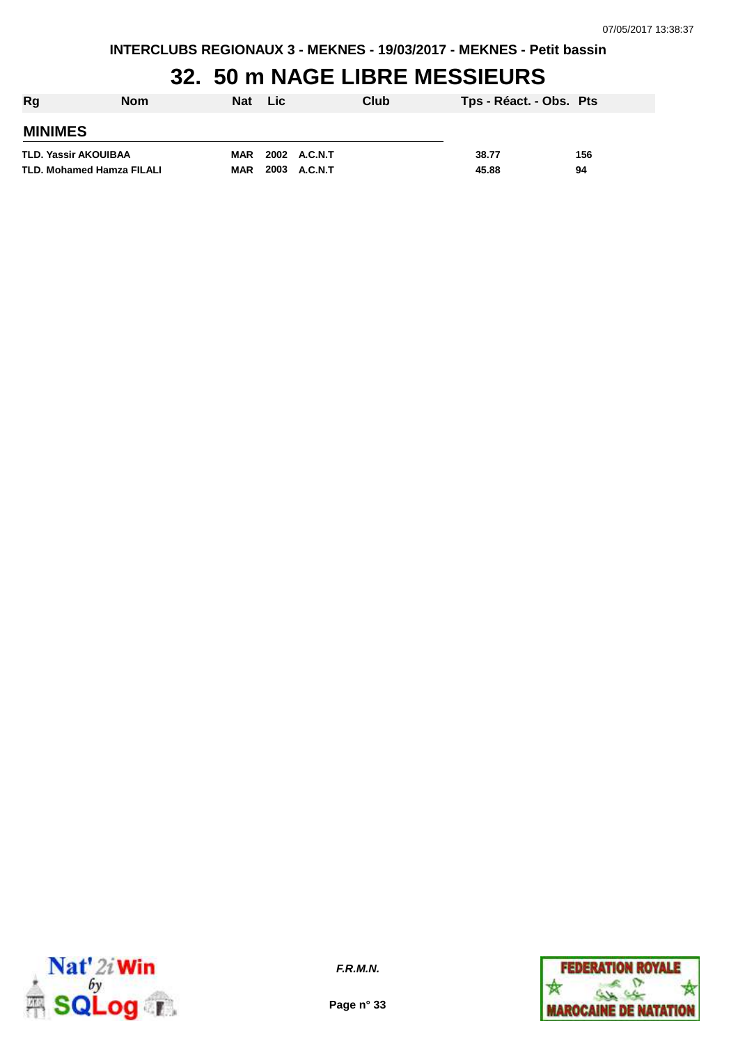INTERCLUBS REGIONAUX 3 - MEKNES - 19/03/2017 - MEKNES - Petit bassin

# 32. 50 m NAGE LIBRE MESSIEURS

| Rg | Nom | Nat | Lic | Club | Tps - Réact. - Obs. | Pts |
|---|---|---|---|---|---|---|
| **MINIMES** | | | | | | |
| TLD. | Yassir AKOUIBAA | MAR | 2002 | A.C.N.T | 38.77 | 156 |
| TLD. | Mohamed Hamza FILALI | MAR | 2003 | A.C.N.T | 45.88 | 94 |

*F.R.M.N.*